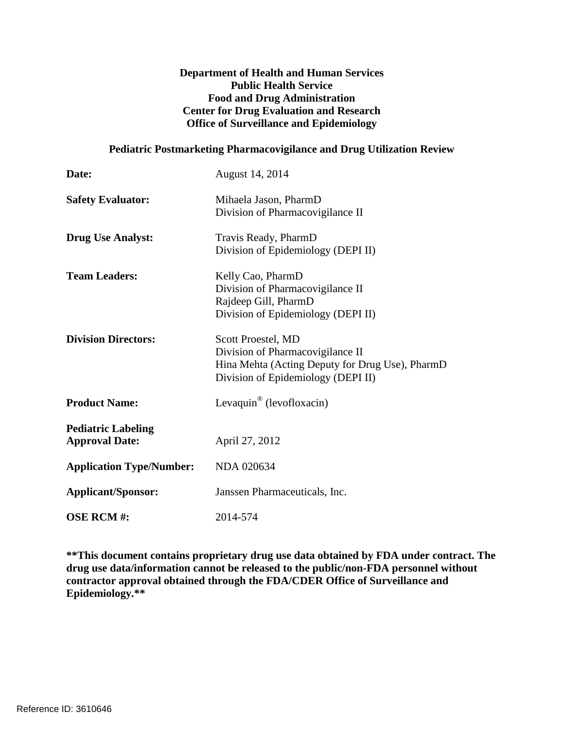**Department of Health and Human Services**
**Public Health Service**
**Food and Drug Administration**
**Center for Drug Evaluation and Research**
**Office of Surveillance and Epidemiology**

**Pediatric Postmarketing Pharmacovigilance and Drug Utilization Review**

| | |
|---|---|
| **Date:** | August 14, 2014 |
| **Safety Evaluator:** | Mihaela Jason, PharmD<br>Division of Pharmacovigilance II |
| **Drug Use Analyst:** | Travis Ready, PharmD<br>Division of Epidemiology (DEPI II) |
| **Team Leaders:** | Kelly Cao, PharmD<br>Division of Pharmacovigilance II<br>Rajdeep Gill, PharmD<br>Division of Epidemiology (DEPI II) |
| **Division Directors:** | Scott Proestel, MD<br>Division of Pharmacovigilance II<br>Hina Mehta (Acting Deputy for Drug Use), PharmD<br>Division of Epidemiology (DEPI II) |
| **Product Name:** | Levaquin® (levofloxacin) |
| **Pediatric Labeling Approval Date:** | April 27, 2012 |
| **Application Type/Number:** | NDA 020634 |
| **Applicant/Sponsor:** | Janssen Pharmaceuticals, Inc. |
| **OSE RCM #:** | 2014-574 |

**\*\*This document contains proprietary drug use data obtained by FDA under contract. The drug use data/information cannot be released to the public/non-FDA personnel without contractor approval obtained through the FDA/CDER Office of Surveillance and Epidemiology.\*\***

Reference ID: 3610646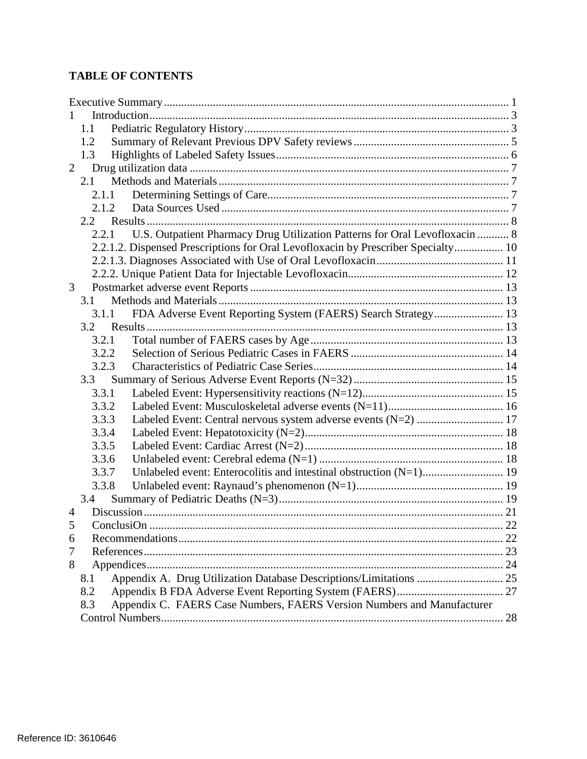**TABLE OF CONTENTS**

Executive Summary ..... 1
1 Introduction ..... 3
  1.1 Pediatric Regulatory History ..... 3
  1.2 Summary of Relevant Previous DPV Safety reviews ..... 5
  1.3 Highlights of Labeled Safety Issues ..... 6
2 Drug utilization data ..... 7
  2.1 Methods and Materials ..... 7
    2.1.1 Determining Settings of Care ..... 7
    2.1.2 Data Sources Used ..... 7
  2.2 Results ..... 8
    2.2.1 U.S. Outpatient Pharmacy Drug Utilization Patterns for Oral Levofloxacin ..... 8
    2.2.1.2. Dispensed Prescriptions for Oral Levofloxacin by Prescriber Specialty ..... 10
    2.2.1.3. Diagnoses Associated with Use of Oral Levofloxacin ..... 11
    2.2.2. Unique Patient Data for Injectable Levofloxacin ..... 12
3 Postmarket adverse event Reports ..... 13
  3.1 Methods and Materials ..... 13
    3.1.1 FDA Adverse Event Reporting System (FAERS) Search Strategy ..... 13
  3.2 Results ..... 13
    3.2.1 Total number of FAERS cases by Age ..... 13
    3.2.2 Selection of Serious Pediatric Cases in FAERS ..... 14
    3.2.3 Characteristics of Pediatric Case Series ..... 14
  3.3 Summary of Serious Adverse Event Reports (N=32) ..... 15
    3.3.1 Labeled Event: Hypersensitivity reactions (N=12) ..... 15
    3.3.2 Labeled Event: Musculoskeletal adverse events (N=11) ..... 16
    3.3.3 Labeled Event: Central nervous system adverse events (N=2) ..... 17
    3.3.4 Labeled Event: Hepatotoxicity (N=2) ..... 18
    3.3.5 Labeled Event: Cardiac Arrest (N=2) ..... 18
    3.3.6 Unlabeled event: Cerebral edema (N=1) ..... 18
    3.3.7 Unlabeled event: Enterocolitis and intestinal obstruction (N=1) ..... 19
    3.3.8 Unlabeled event: Raynaud's phenomenon (N=1) ..... 19
  3.4 Summary of Pediatric Deaths (N=3) ..... 19
4 Discussion ..... 21
5 ConclusiOn ..... 22
6 Recommendations ..... 22
7 References ..... 23
8 Appendices ..... 24
  8.1 Appendix A. Drug Utilization Database Descriptions/Limitations ..... 25
  8.2 Appendix B FDA Adverse Event Reporting System (FAERS) ..... 27
  8.3 Appendix C. FAERS Case Numbers, FAERS Version Numbers and Manufacturer Control Numbers ..... 28

Reference ID: 3610646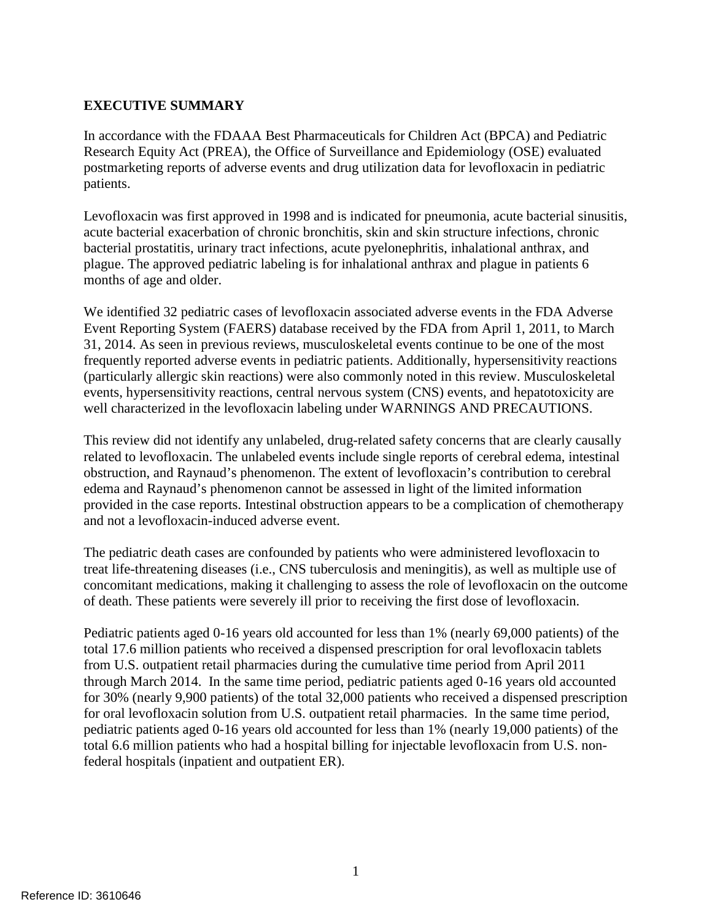## EXECUTIVE SUMMARY

In accordance with the FDAAA Best Pharmaceuticals for Children Act (BPCA) and Pediatric Research Equity Act (PREA), the Office of Surveillance and Epidemiology (OSE) evaluated postmarketing reports of adverse events and drug utilization data for levofloxacin in pediatric patients.

Levofloxacin was first approved in 1998 and is indicated for pneumonia, acute bacterial sinusitis, acute bacterial exacerbation of chronic bronchitis, skin and skin structure infections, chronic bacterial prostatitis, urinary tract infections, acute pyelonephritis, inhalational anthrax, and plague. The approved pediatric labeling is for inhalational anthrax and plague in patients 6 months of age and older.

We identified 32 pediatric cases of levofloxacin associated adverse events in the FDA Adverse Event Reporting System (FAERS) database received by the FDA from April 1, 2011, to March 31, 2014. As seen in previous reviews, musculoskeletal events continue to be one of the most frequently reported adverse events in pediatric patients. Additionally, hypersensitivity reactions (particularly allergic skin reactions) were also commonly noted in this review. Musculoskeletal events, hypersensitivity reactions, central nervous system (CNS) events, and hepatotoxicity are well characterized in the levofloxacin labeling under WARNINGS AND PRECAUTIONS.

This review did not identify any unlabeled, drug-related safety concerns that are clearly causally related to levofloxacin. The unlabeled events include single reports of cerebral edema, intestinal obstruction, and Raynaud's phenomenon. The extent of levofloxacin's contribution to cerebral edema and Raynaud's phenomenon cannot be assessed in light of the limited information provided in the case reports. Intestinal obstruction appears to be a complication of chemotherapy and not a levofloxacin-induced adverse event.

The pediatric death cases are confounded by patients who were administered levofloxacin to treat life-threatening diseases (i.e., CNS tuberculosis and meningitis), as well as multiple use of concomitant medications, making it challenging to assess the role of levofloxacin on the outcome of death. These patients were severely ill prior to receiving the first dose of levofloxacin.

Pediatric patients aged 0-16 years old accounted for less than 1% (nearly 69,000 patients) of the total 17.6 million patients who received a dispensed prescription for oral levofloxacin tablets from U.S. outpatient retail pharmacies during the cumulative time period from April 2011 through March 2014. In the same time period, pediatric patients aged 0-16 years old accounted for 30% (nearly 9,900 patients) of the total 32,000 patients who received a dispensed prescription for oral levofloxacin solution from U.S. outpatient retail pharmacies. In the same time period, pediatric patients aged 0-16 years old accounted for less than 1% (nearly 19,000 patients) of the total 6.6 million patients who had a hospital billing for injectable levofloxacin from U.S. non-federal hospitals (inpatient and outpatient ER).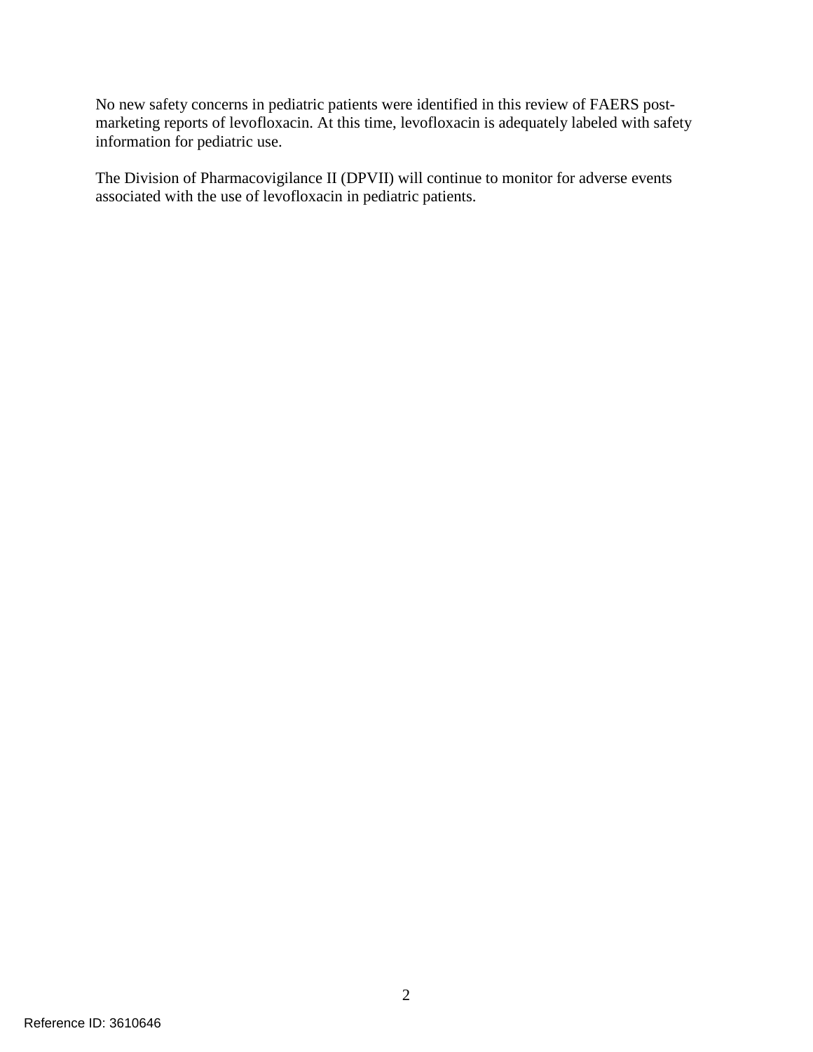No new safety concerns in pediatric patients were identified in this review of FAERS post-marketing reports of levofloxacin. At this time, levofloxacin is adequately labeled with safety information for pediatric use.

The Division of Pharmacovigilance II (DPVII) will continue to monitor for adverse events associated with the use of levofloxacin in pediatric patients.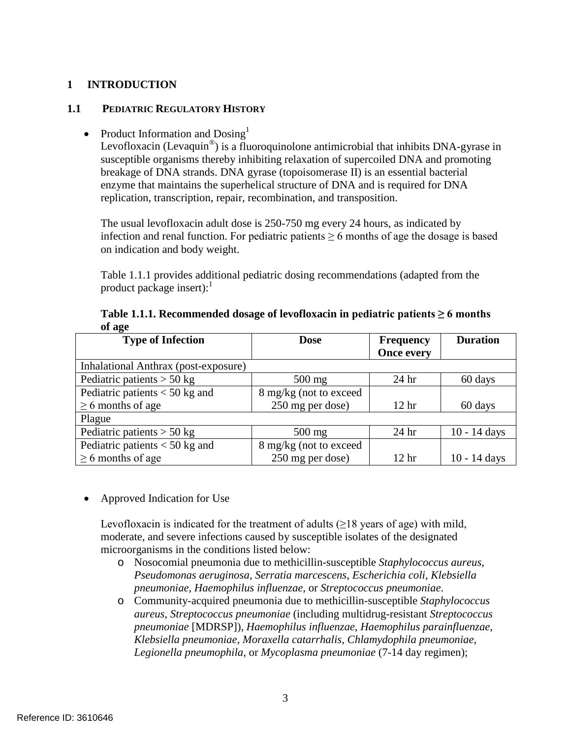# 1 INTRODUCTION

## 1.1 PEDIATRIC REGULATORY HISTORY

- Product Information and Dosing[1]

  Levofloxacin (Levaquin®) is a fluoroquinolone antimicrobial that inhibits DNA-gyrase in susceptible organisms thereby inhibiting relaxation of supercoiled DNA and promoting breakage of DNA strands. DNA gyrase (topoisomerase II) is an essential bacterial enzyme that maintains the superhelical structure of DNA and is required for DNA replication, transcription, repair, recombination, and transposition.

  The usual levofloxacin adult dose is 250-750 mg every 24 hours, as indicated by infection and renal function. For pediatric patients ≥ 6 months of age the dosage is based on indication and body weight.

  Table 1.1.1 provides additional pediatric dosing recommendations (adapted from the product package insert):[1]

**Table 1.1.1. Recommended dosage of levofloxacin in pediatric patients ≥ 6 months of age**

| Type of Infection | Dose | Frequency Once every | Duration |
|---|---|---|---|
| Inhalational Anthrax (post-exposure) | | | |
| Pediatric patients > 50 kg | 500 mg | 24 hr | 60 days |
| Pediatric patients < 50 kg and ≥ 6 months of age | 8 mg/kg (not to exceed 250 mg per dose) | 12 hr | 60 days |
| Plague | | | |
| Pediatric patients > 50 kg | 500 mg | 24 hr | 10 - 14 days |
| Pediatric patients < 50 kg and ≥ 6 months of age | 8 mg/kg (not to exceed 250 mg per dose) | 12 hr | 10 - 14 days |

- Approved Indication for Use

  Levofloxacin is indicated for the treatment of adults (≥18 years of age) with mild, moderate, and severe infections caused by susceptible isolates of the designated microorganisms in the conditions listed below:

  - Nosocomial pneumonia due to methicillin-susceptible *Staphylococcus aureus*, *Pseudomonas aeruginosa*, *Serratia marcescens*, *Escherichia coli*, *Klebsiella pneumoniae*, *Haemophilus influenzae*, or *Streptococcus pneumoniae*.
  - Community-acquired pneumonia due to methicillin-susceptible *Staphylococcus aureus*, *Streptococcus pneumoniae* (including multidrug-resistant *Streptococcus pneumoniae* [MDRSP]), *Haemophilus influenzae*, *Haemophilus parainfluenzae*, *Klebsiella pneumoniae*, *Moraxella catarrhalis*, *Chlamydophila pneumoniae*, *Legionella pneumophila*, or *Mycoplasma pneumoniae* (7-14 day regimen);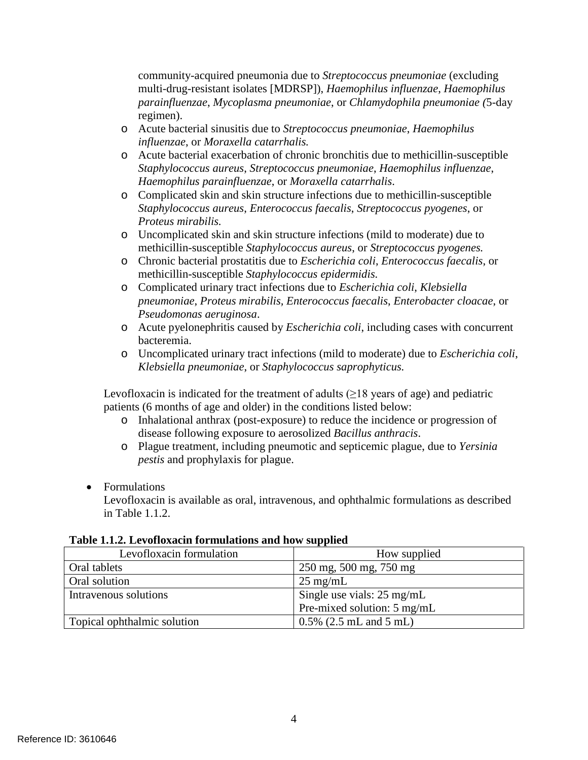community-acquired pneumonia due to *Streptococcus pneumoniae* (excluding multi-drug-resistant isolates [MDRSP]), *Haemophilus influenzae*, *Haemophilus parainfluenzae*, *Mycoplasma pneumoniae*, or *Chlamydophila pneumoniae (*5-day regimen).

  - Acute bacterial sinusitis due to *Streptococcus pneumoniae*, *Haemophilus influenzae*, or *Moraxella catarrhalis.*
  - Acute bacterial exacerbation of chronic bronchitis due to methicillin-susceptible *Staphylococcus aureus*, *Streptococcus pneumoniae*, *Haemophilus influenzae*, *Haemophilus parainfluenzae*, or *Moraxella catarrhalis*.
  - Complicated skin and skin structure infections due to methicillin-susceptible *Staphylococcus aureus*, *Enterococcus faecalis*, *Streptococcus pyogenes*, or *Proteus mirabilis.*
  - Uncomplicated skin and skin structure infections (mild to moderate) due to methicillin-susceptible *Staphylococcus aureus*, or *Streptococcus pyogenes.*
  - Chronic bacterial prostatitis due to *Escherichia coli*, *Enterococcus faecalis*, or methicillin-susceptible *Staphylococcus epidermidis.*
  - Complicated urinary tract infections due to *Escherichia coli*, *Klebsiella pneumoniae*, *Proteus mirabilis*, *Enterococcus faecalis*, *Enterobacter cloacae*, or *Pseudomonas aeruginosa*.
  - Acute pyelonephritis caused by *Escherichia coli*, including cases with concurrent bacteremia.
  - Uncomplicated urinary tract infections (mild to moderate) due to *Escherichia coli*, *Klebsiella pneumoniae*, or *Staphylococcus saprophyticus.*

Levofloxacin is indicated for the treatment of adults (≥18 years of age) and pediatric patients (6 months of age and older) in the conditions listed below:

  - Inhalational anthrax (post-exposure) to reduce the incidence or progression of disease following exposure to aerosolized *Bacillus anthracis*.
  - Plague treatment, including pneumotic and septicemic plague, due to *Yersinia pestis* and prophylaxis for plague.

- Formulations
  Levofloxacin is available as oral, intravenous, and ophthalmic formulations as described in Table 1.1.2.

**Table 1.1.2. Levofloxacin formulations and how supplied**

| Levofloxacin formulation | How supplied |
|---|---|
| Oral tablets | 250 mg, 500 mg, 750 mg |
| Oral solution | 25 mg/mL |
| Intravenous solutions | Single use vials: 25 mg/mL<br>Pre-mixed solution: 5 mg/mL |
| Topical ophthalmic solution | 0.5% (2.5 mL and 5 mL) |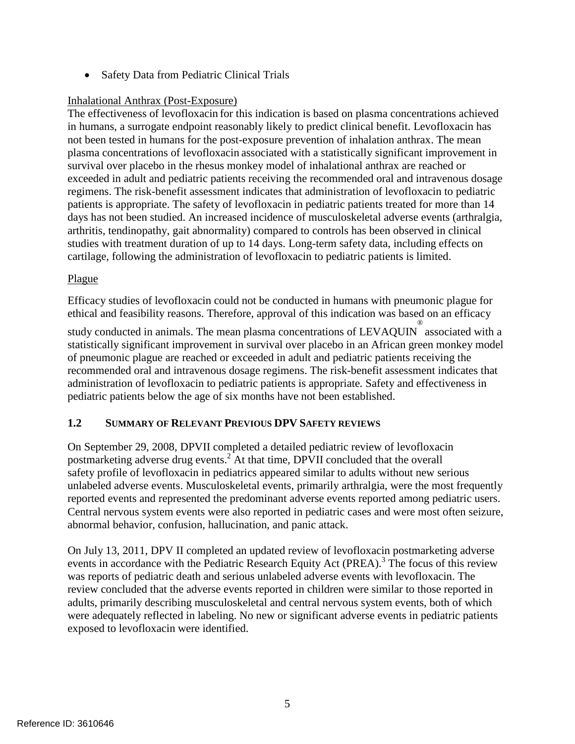- Safety Data from Pediatric Clinical Trials

Inhalational Anthrax (Post-Exposure)

The effectiveness of levofloxacin for this indication is based on plasma concentrations achieved in humans, a surrogate endpoint reasonably likely to predict clinical benefit. Levofloxacin has not been tested in humans for the post-exposure prevention of inhalation anthrax. The mean plasma concentrations of levofloxacin associated with a statistically significant improvement in survival over placebo in the rhesus monkey model of inhalational anthrax are reached or exceeded in adult and pediatric patients receiving the recommended oral and intravenous dosage regimens. The risk-benefit assessment indicates that administration of levofloxacin to pediatric patients is appropriate. The safety of levofloxacin in pediatric patients treated for more than 14 days has not been studied. An increased incidence of musculoskeletal adverse events (arthralgia, arthritis, tendinopathy, gait abnormality) compared to controls has been observed in clinical studies with treatment duration of up to 14 days. Long-term safety data, including effects on cartilage, following the administration of levofloxacin to pediatric patients is limited.

Plague

Efficacy studies of levofloxacin could not be conducted in humans with pneumonic plague for ethical and feasibility reasons. Therefore, approval of this indication was based on an efficacy study conducted in animals. The mean plasma concentrations of LEVAQUIN® associated with a statistically significant improvement in survival over placebo in an African green monkey model of pneumonic plague are reached or exceeded in adult and pediatric patients receiving the recommended oral and intravenous dosage regimens. The risk-benefit assessment indicates that administration of levofloxacin to pediatric patients is appropriate. Safety and effectiveness in pediatric patients below the age of six months have not been established.

## 1.2 Summary of Relevant Previous DPV Safety Reviews

On September 29, 2008, DPVII completed a detailed pediatric review of levofloxacin postmarketing adverse drug events.[2] At that time, DPVII concluded that the overall safety profile of levofloxacin in pediatrics appeared similar to adults without new serious unlabeled adverse events. Musculoskeletal events, primarily arthralgia, were the most frequently reported events and represented the predominant adverse events reported among pediatric users. Central nervous system events were also reported in pediatric cases and were most often seizure, abnormal behavior, confusion, hallucination, and panic attack.

On July 13, 2011, DPV II completed an updated review of levofloxacin postmarketing adverse events in accordance with the Pediatric Research Equity Act (PREA).[3] The focus of this review was reports of pediatric death and serious unlabeled adverse events with levofloxacin. The review concluded that the adverse events reported in children were similar to those reported in adults, primarily describing musculoskeletal and central nervous system events, both of which were adequately reflected in labeling. No new or significant adverse events in pediatric patients exposed to levofloxacin were identified.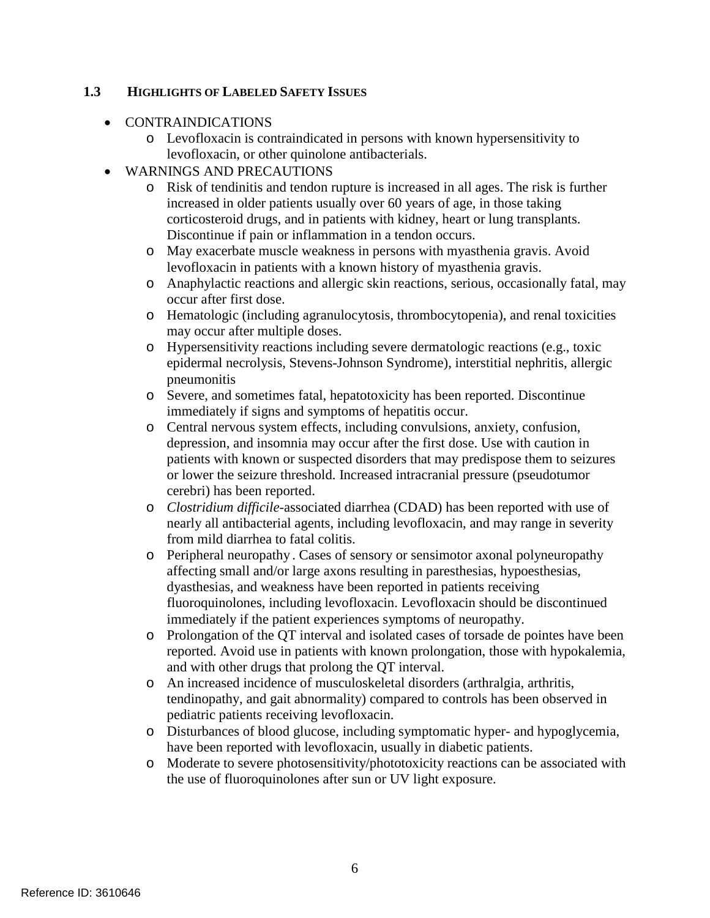### 1.3 HIGHLIGHTS OF LABELED SAFETY ISSUES

- CONTRAINDICATIONS
  - Levofloxacin is contraindicated in persons with known hypersensitivity to levofloxacin, or other quinolone antibacterials.
- WARNINGS AND PRECAUTIONS
  - Risk of tendinitis and tendon rupture is increased in all ages. The risk is further increased in older patients usually over 60 years of age, in those taking corticosteroid drugs, and in patients with kidney, heart or lung transplants. Discontinue if pain or inflammation in a tendon occurs.
  - May exacerbate muscle weakness in persons with myasthenia gravis. Avoid levofloxacin in patients with a known history of myasthenia gravis.
  - Anaphylactic reactions and allergic skin reactions, serious, occasionally fatal, may occur after first dose.
  - Hematologic (including agranulocytosis, thrombocytopenia), and renal toxicities may occur after multiple doses.
  - Hypersensitivity reactions including severe dermatologic reactions (e.g., toxic epidermal necrolysis, Stevens-Johnson Syndrome), interstitial nephritis, allergic pneumonitis
  - Severe, and sometimes fatal, hepatotoxicity has been reported. Discontinue immediately if signs and symptoms of hepatitis occur.
  - Central nervous system effects, including convulsions, anxiety, confusion, depression, and insomnia may occur after the first dose. Use with caution in patients with known or suspected disorders that may predispose them to seizures or lower the seizure threshold. Increased intracranial pressure (pseudotumor cerebri) has been reported.
  - *Clostridium difficile*-associated diarrhea (CDAD) has been reported with use of nearly all antibacterial agents, including levofloxacin, and may range in severity from mild diarrhea to fatal colitis.
  - Peripheral neuropathy . Cases of sensory or sensimotor axonal polyneuropathy affecting small and/or large axons resulting in paresthesias, hypoesthesias, dyasthesias, and weakness have been reported in patients receiving fluoroquinolones, including levofloxacin. Levofloxacin should be discontinued immediately if the patient experiences symptoms of neuropathy.
  - Prolongation of the QT interval and isolated cases of torsade de pointes have been reported. Avoid use in patients with known prolongation, those with hypokalemia, and with other drugs that prolong the QT interval.
  - An increased incidence of musculoskeletal disorders (arthralgia, arthritis, tendinopathy, and gait abnormality) compared to controls has been observed in pediatric patients receiving levofloxacin.
  - Disturbances of blood glucose, including symptomatic hyper- and hypoglycemia, have been reported with levofloxacin, usually in diabetic patients.
  - Moderate to severe photosensitivity/phototoxicity reactions can be associated with the use of fluoroquinolones after sun or UV light exposure.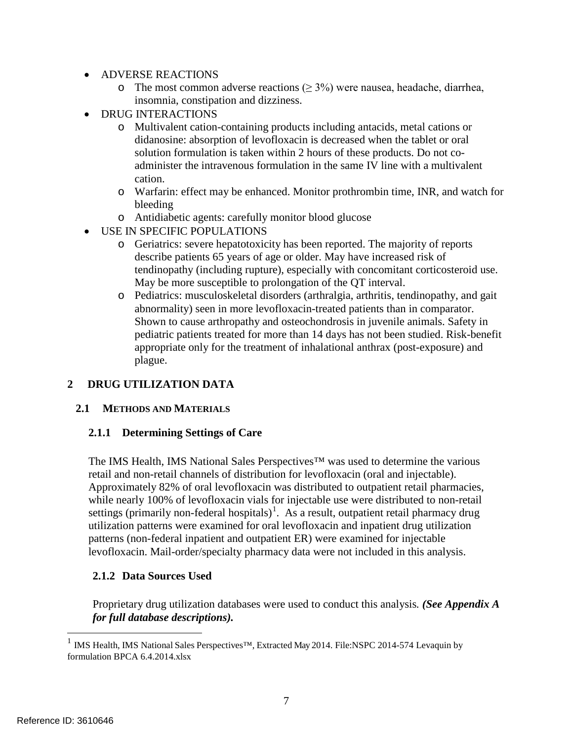- ADVERSE REACTIONS
    - The most common adverse reactions (≥ 3%) were nausea, headache, diarrhea, insomnia, constipation and dizziness.
- DRUG INTERACTIONS
    - Multivalent cation-containing products including antacids, metal cations or didanosine: absorption of levofloxacin is decreased when the tablet or oral solution formulation is taken within 2 hours of these products. Do not co-administer the intravenous formulation in the same IV line with a multivalent cation.
    - Warfarin: effect may be enhanced. Monitor prothrombin time, INR, and watch for bleeding
    - Antidiabetic agents: carefully monitor blood glucose
- USE IN SPECIFIC POPULATIONS
    - Geriatrics: severe hepatotoxicity has been reported. The majority of reports describe patients 65 years of age or older. May have increased risk of tendinopathy (including rupture), especially with concomitant corticosteroid use. May be more susceptible to prolongation of the QT interval.
    - Pediatrics: musculoskeletal disorders (arthralgia, arthritis, tendinopathy, and gait abnormality) seen in more levofloxacin-treated patients than in comparator. Shown to cause arthropathy and osteochondrosis in juvenile animals. Safety in pediatric patients treated for more than 14 days has not been studied. Risk-benefit appropriate only for the treatment of inhalational anthrax (post-exposure) and plague.

# 2 DRUG UTILIZATION DATA

## 2.1 METHODS AND MATERIALS

### 2.1.1 Determining Settings of Care

The IMS Health, IMS National Sales Perspectives™ was used to determine the various retail and non-retail channels of distribution for levofloxacin (oral and injectable). Approximately 82% of oral levofloxacin was distributed to outpatient retail pharmacies, while nearly 100% of levofloxacin vials for injectable use were distributed to non-retail settings (primarily non-federal hospitals)[1]. As a result, outpatient retail pharmacy drug utilization patterns were examined for oral levofloxacin and inpatient drug utilization patterns (non-federal inpatient and outpatient ER) were examined for injectable levofloxacin. Mail-order/specialty pharmacy data were not included in this analysis.

### 2.1.2 Data Sources Used

Proprietary drug utilization databases were used to conduct this analysis. ***(See Appendix A for full database descriptions).***

[1] IMS Health, IMS National Sales Perspectives™, Extracted May 2014. File:NSPC 2014-574 Levaquin by formulation BPCA 6.4.2014.xlsx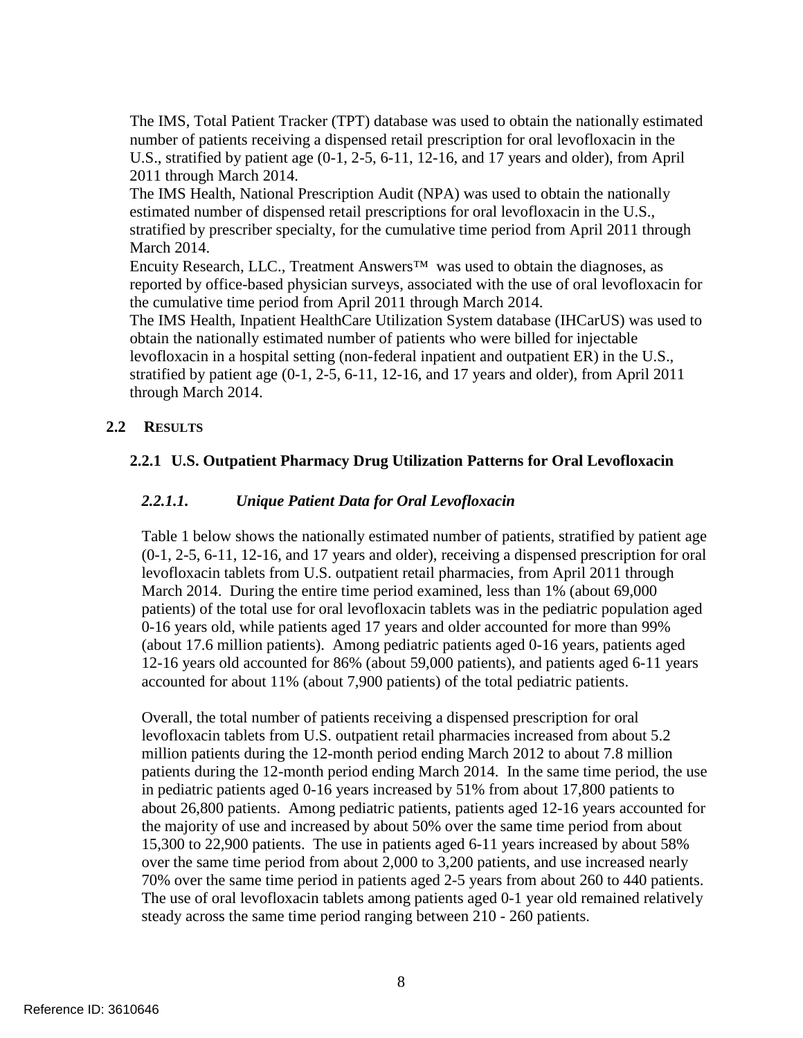The IMS, Total Patient Tracker (TPT) database was used to obtain the nationally estimated number of patients receiving a dispensed retail prescription for oral levofloxacin in the U.S., stratified by patient age (0-1, 2-5, 6-11, 12-16, and 17 years and older), from April 2011 through March 2014.

The IMS Health, National Prescription Audit (NPA) was used to obtain the nationally estimated number of dispensed retail prescriptions for oral levofloxacin in the U.S., stratified by prescriber specialty, for the cumulative time period from April 2011 through March 2014.

Encuity Research, LLC., Treatment Answers™ was used to obtain the diagnoses, as reported by office-based physician surveys, associated with the use of oral levofloxacin for the cumulative time period from April 2011 through March 2014.

The IMS Health, Inpatient HealthCare Utilization System database (IHCarUS) was used to obtain the nationally estimated number of patients who were billed for injectable levofloxacin in a hospital setting (non-federal inpatient and outpatient ER) in the U.S., stratified by patient age (0-1, 2-5, 6-11, 12-16, and 17 years and older), from April 2011 through March 2014.

## 2.2 RESULTS

### 2.2.1 U.S. Outpatient Pharmacy Drug Utilization Patterns for Oral Levofloxacin

#### *2.2.1.1. Unique Patient Data for Oral Levofloxacin*

Table 1 below shows the nationally estimated number of patients, stratified by patient age (0-1, 2-5, 6-11, 12-16, and 17 years and older), receiving a dispensed prescription for oral levofloxacin tablets from U.S. outpatient retail pharmacies, from April 2011 through March 2014. During the entire time period examined, less than 1% (about 69,000 patients) of the total use for oral levofloxacin tablets was in the pediatric population aged 0-16 years old, while patients aged 17 years and older accounted for more than 99% (about 17.6 million patients). Among pediatric patients aged 0-16 years, patients aged 12-16 years old accounted for 86% (about 59,000 patients), and patients aged 6-11 years accounted for about 11% (about 7,900 patients) of the total pediatric patients.

Overall, the total number of patients receiving a dispensed prescription for oral levofloxacin tablets from U.S. outpatient retail pharmacies increased from about 5.2 million patients during the 12-month period ending March 2012 to about 7.8 million patients during the 12-month period ending March 2014. In the same time period, the use in pediatric patients aged 0-16 years increased by 51% from about 17,800 patients to about 26,800 patients. Among pediatric patients, patients aged 12-16 years accounted for the majority of use and increased by about 50% over the same time period from about 15,300 to 22,900 patients. The use in patients aged 6-11 years increased by about 58% over the same time period from about 2,000 to 3,200 patients, and use increased nearly 70% over the same time period in patients aged 2-5 years from about 260 to 440 patients. The use of oral levofloxacin tablets among patients aged 0-1 year old remained relatively steady across the same time period ranging between 210 - 260 patients.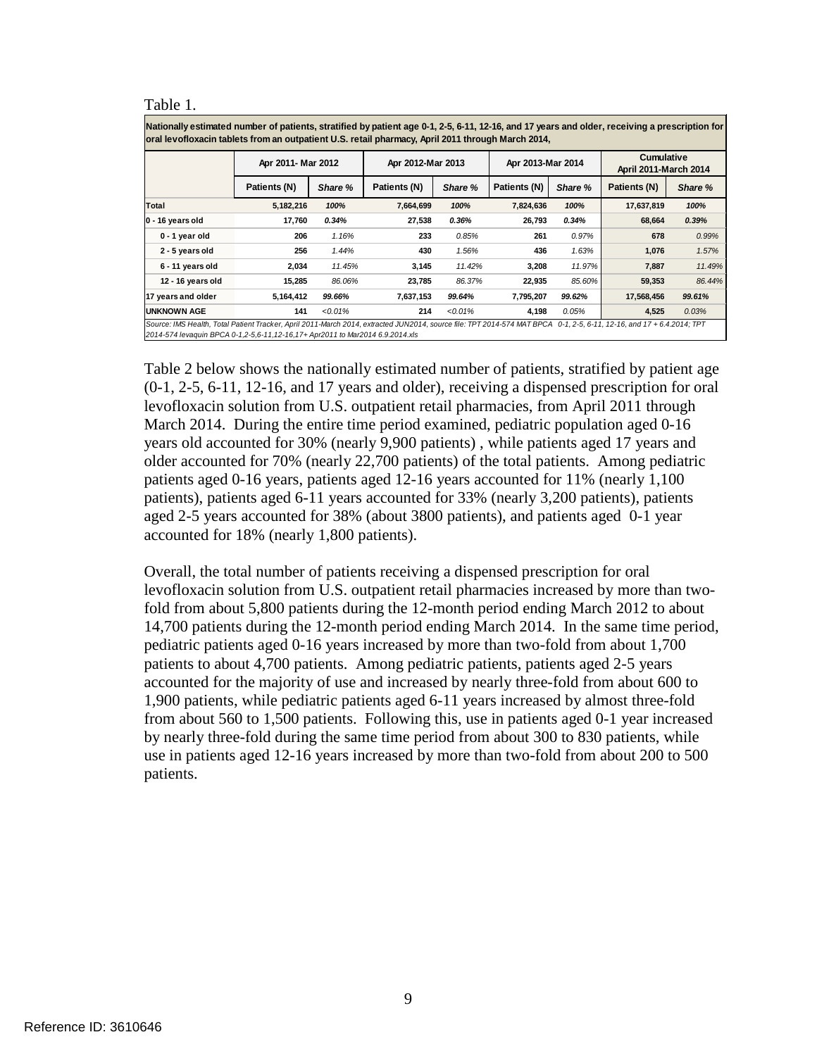Table 1.

| Nationally estimated number of patients, stratified by patient age 0-1, 2-5, 6-11, 12-16, and 17 years and older, receiving a prescription for oral levofloxacin tablets from an outpatient U.S. retail pharmacy, April 2011 through March 2014, | | | | | | | | |
|---|---|---|---|---|---|---|---|---|
| | Apr 2011- Mar 2012 | | Apr 2012-Mar 2013 | | Apr 2013-Mar 2014 | | Cumulative April 2011-March 2014 | |
| | Patients (N) | *Share %* | Patients (N) | *Share %* | Patients (N) | *Share %* | Patients (N) | *Share %* |
| **Total** | **5,182,216** | ***100%*** | **7,664,699** | ***100%*** | **7,824,636** | ***100%*** | **17,637,819** | ***100%*** |
| **0 - 16 years old** | **17,760** | ***0.34%*** | **27,538** | ***0.36%*** | **26,793** | ***0.34%*** | **68,664** | ***0.39%*** |
| **0 - 1 year old** | **206** | *1.16%* | **233** | *0.85%* | **261** | *0.97%* | **678** | *0.99%* |
| **2 - 5 years old** | **256** | *1.44%* | **430** | *1.56%* | **436** | *1.63%* | **1,076** | *1.57%* |
| **6 - 11 years old** | **2,034** | *11.45%* | **3,145** | *11.42%* | **3,208** | *11.97%* | **7,887** | *11.49%* |
| **12 - 16 years old** | **15,285** | *86.06%* | **23,785** | *86.37%* | **22,935** | *85.60%* | **59,353** | *86.44%* |
| **17 years and older** | **5,164,412** | ***99.66%*** | **7,637,153** | ***99.64%*** | **7,795,207** | ***99.62%*** | **17,568,456** | ***99.61%*** |
| **UNKNOWN AGE** | **141** | *<0.01%* | **214** | *<0.01%* | **4,198** | *0.05%* | **4,525** | *0.03%* |

*Source: IMS Health, Total Patient Tracker, April 2011-March 2014, extracted JUN2014, source file: TPT 2014-574 MAT BPCA 0-1, 2-5, 6-11, 12-16, and 17 + 6.4.2014; TPT 2014-574 levaquin BPCA 0-1,2-5,6-11,12-16,17+ Apr2011 to Mar2014 6.9.2014.xls*

Table 2 below shows the nationally estimated number of patients, stratified by patient age (0-1, 2-5, 6-11, 12-16, and 17 years and older), receiving a dispensed prescription for oral levofloxacin solution from U.S. outpatient retail pharmacies, from April 2011 through March 2014. During the entire time period examined, pediatric population aged 0-16 years old accounted for 30% (nearly 9,900 patients) , while patients aged 17 years and older accounted for 70% (nearly 22,700 patients) of the total patients. Among pediatric patients aged 0-16 years, patients aged 12-16 years accounted for 11% (nearly 1,100 patients), patients aged 6-11 years accounted for 33% (nearly 3,200 patients), patients aged 2-5 years accounted for 38% (about 3800 patients), and patients aged 0-1 year accounted for 18% (nearly 1,800 patients).

Overall, the total number of patients receiving a dispensed prescription for oral levofloxacin solution from U.S. outpatient retail pharmacies increased by more than two-fold from about 5,800 patients during the 12-month period ending March 2012 to about 14,700 patients during the 12-month period ending March 2014. In the same time period, pediatric patients aged 0-16 years increased by more than two-fold from about 1,700 patients to about 4,700 patients. Among pediatric patients, patients aged 2-5 years accounted for the majority of use and increased by nearly three-fold from about 600 to 1,900 patients, while pediatric patients aged 6-11 years increased by almost three-fold from about 560 to 1,500 patients. Following this, use in patients aged 0-1 year increased by nearly three-fold during the same time period from about 300 to 830 patients, while use in patients aged 12-16 years increased by more than two-fold from about 200 to 500 patients.

Reference ID: 3610646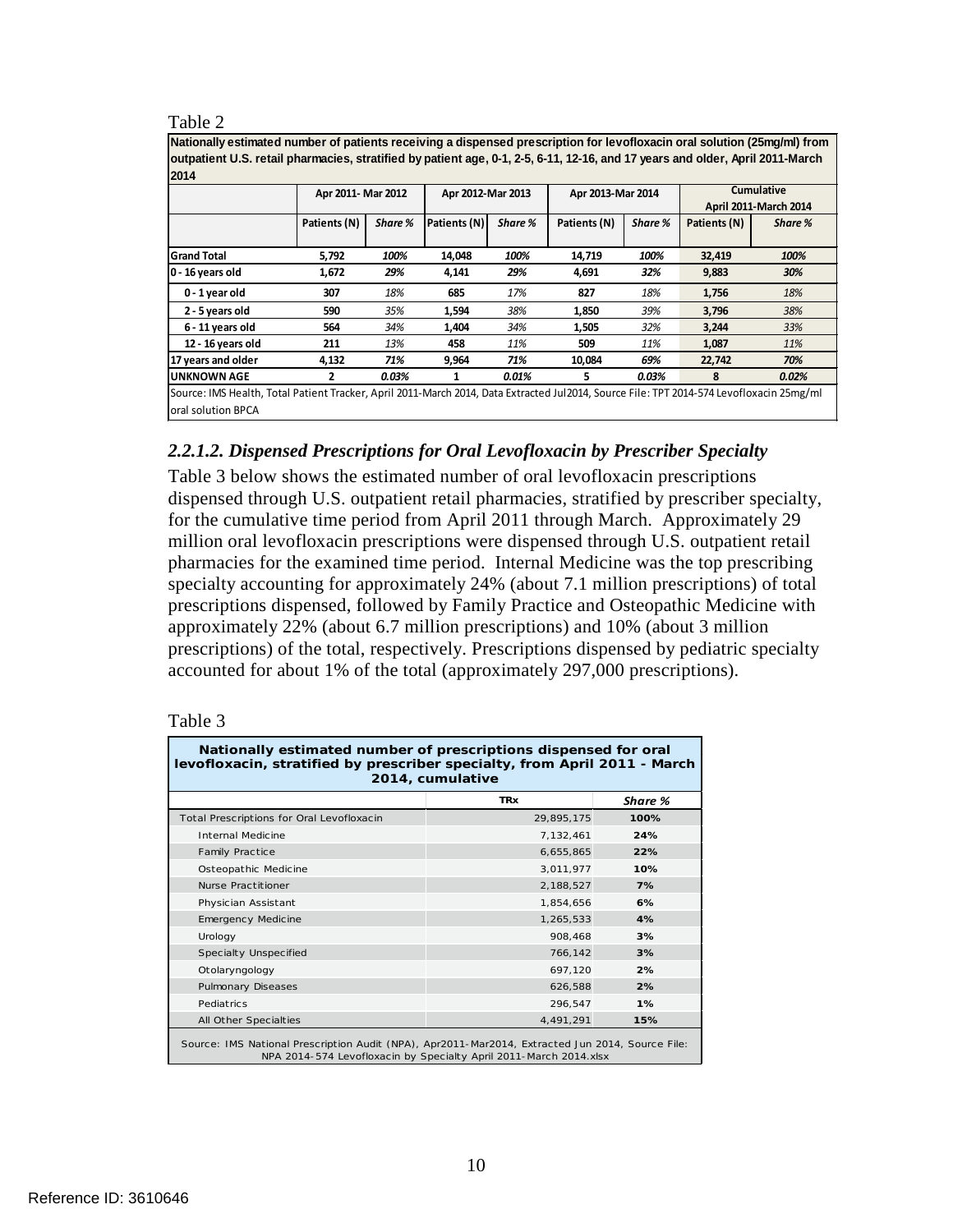Table 2

| Nationally estimated number of patients receiving a dispensed prescription for levofloxacin oral solution (25mg/ml) from outpatient U.S. retail pharmacies, stratified by patient age, 0-1, 2-5, 6-11, 12-16, and 17 years and older, April 2011-March 2014 | | | | | | | | |
|---|---|---|---|---|---|---|---|---|
| | Apr 2011- Mar 2012 | | Apr 2012-Mar 2013 | | Apr 2013-Mar 2014 | | Cumulative April 2011-March 2014 | |
| | Patients (N) | *Share %* | Patients (N) | *Share %* | Patients (N) | *Share %* | Patients (N) | *Share %* |
| **Grand Total** | **5,792** | ***100%*** | **14,048** | ***100%*** | **14,719** | ***100%*** | **32,419** | ***100%*** |
| **0 - 16 years old** | **1,672** | ***29%*** | **4,141** | ***29%*** | **4,691** | ***32%*** | **9,883** | ***30%*** |
| **0 - 1 year old** | **307** | *18%* | **685** | *17%* | **827** | *18%* | **1,756** | *18%* |
| **2 - 5 years old** | **590** | *35%* | **1,594** | *38%* | **1,850** | *39%* | **3,796** | *38%* |
| **6 - 11 years old** | **564** | *34%* | **1,404** | *34%* | **1,505** | *32%* | **3,244** | *33%* |
| **12 - 16 years old** | **211** | *13%* | **458** | *11%* | **509** | *11%* | **1,087** | *11%* |
| **17 years and older** | **4,132** | ***71%*** | **9,964** | ***71%*** | **10,084** | ***69%*** | **22,742** | ***70%*** |
| **UNKNOWN AGE** | **2** | ***0.03%*** | **1** | ***0.01%*** | **5** | ***0.03%*** | **8** | ***0.02%*** |

Source: IMS Health, Total Patient Tracker, April 2011-March 2014, Data Extracted Jul2014, Source File: TPT 2014-574 Levofloxacin 25mg/ml oral solution BPCA

### *2.2.1.2. Dispensed Prescriptions for Oral Levofloxacin by Prescriber Specialty*

Table 3 below shows the estimated number of oral levofloxacin prescriptions dispensed through U.S. outpatient retail pharmacies, stratified by prescriber specialty, for the cumulative time period from April 2011 through March. Approximately 29 million oral levofloxacin prescriptions were dispensed through U.S. outpatient retail pharmacies for the examined time period. Internal Medicine was the top prescribing specialty accounting for approximately 24% (about 7.1 million prescriptions) of total prescriptions dispensed, followed by Family Practice and Osteopathic Medicine with approximately 22% (about 6.7 million prescriptions) and 10% (about 3 million prescriptions) of the total, respectively. Prescriptions dispensed by pediatric specialty accounted for about 1% of the total (approximately 297,000 prescriptions).

Table 3

| Nationally estimated number of prescriptions dispensed for oral levofloxacin, stratified by prescriber specialty, from April 2011 - March 2014, cumulative | | |
|---|---|---|
| | **TRx** | ***Share %*** |
| Total Prescriptions for Oral Levofloxacin | 29,895,175 | **100%** |
| Internal Medicine | 7,132,461 | **24%** |
| Family Practice | 6,655,865 | **22%** |
| Osteopathic Medicine | 3,011,977 | **10%** |
| Nurse Practitioner | 2,188,527 | **7%** |
| Physician Assistant | 1,854,656 | **6%** |
| Emergency Medicine | 1,265,533 | **4%** |
| Urology | 908,468 | **3%** |
| Specialty Unspecified | 766,142 | **3%** |
| Otolaryngology | 697,120 | **2%** |
| Pulmonary Diseases | 626,588 | **2%** |
| Pediatrics | 296,547 | **1%** |
| All Other Specialties | 4,491,291 | **15%** |

Source: IMS National Prescription Audit (NPA), Apr2011-Mar2014, Extracted Jun 2014, Source File: NPA 2014-574 Levofloxacin by Specialty April 2011-March 2014.xlsx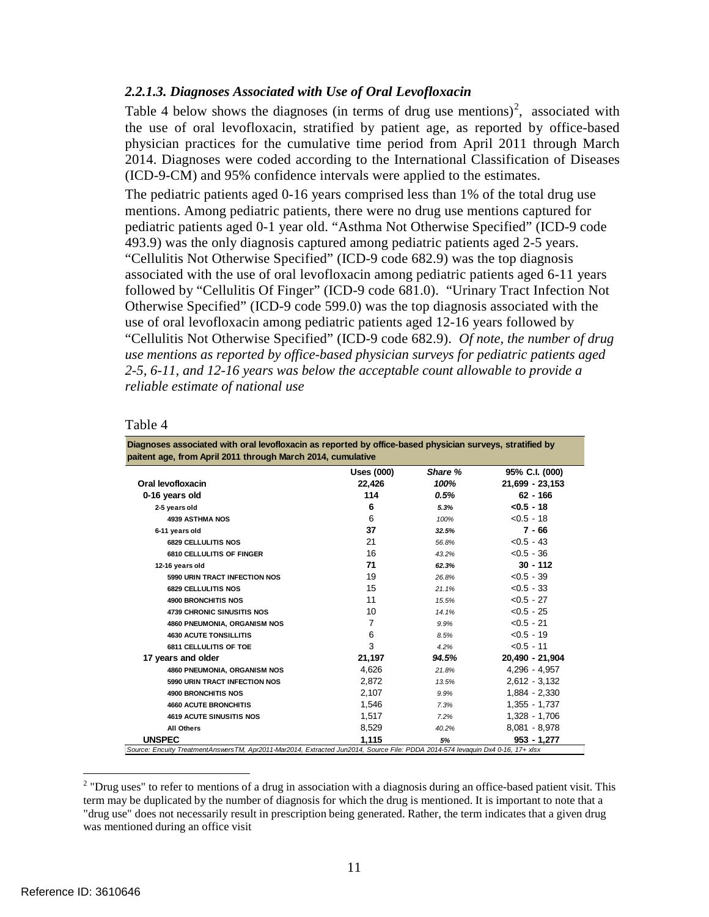### *2.2.1.3. Diagnoses Associated with Use of Oral Levofloxacin*

Table 4 below shows the diagnoses (in terms of drug use mentions)[2], associated with the use of oral levofloxacin, stratified by patient age, as reported by office-based physician practices for the cumulative time period from April 2011 through March 2014. Diagnoses were coded according to the International Classification of Diseases (ICD-9-CM) and 95% confidence intervals were applied to the estimates.

The pediatric patients aged 0-16 years comprised less than 1% of the total drug use mentions. Among pediatric patients, there were no drug use mentions captured for pediatric patients aged 0-1 year old. "Asthma Not Otherwise Specified" (ICD-9 code 493.9) was the only diagnosis captured among pediatric patients aged 2-5 years. "Cellulitis Not Otherwise Specified" (ICD-9 code 682.9) was the top diagnosis associated with the use of oral levofloxacin among pediatric patients aged 6-11 years followed by "Cellulitis Of Finger" (ICD-9 code 681.0). "Urinary Tract Infection Not Otherwise Specified" (ICD-9 code 599.0) was the top diagnosis associated with the use of oral levofloxacin among pediatric patients aged 12-16 years followed by "Cellulitis Not Otherwise Specified" (ICD-9 code 682.9). *Of note, the number of drug use mentions as reported by office-based physician surveys for pediatric patients aged 2-5, 6-11, and 12-16 years was below the acceptable count allowable to provide a reliable estimate of national use*

Table 4

**Diagnoses associated with oral levofloxacin as reported by office-based physician surveys, stratified by paitent age, from April 2011 through March 2014, cumulative**

| | Uses (000) | *Share %* | 95% C.I. (000) |
|---|---|---|---|
| **Oral levofloxacin** | **22,426** | ***100%*** | **21,699 - 23,153** |
| **0-16 years old** | **114** | ***0.5%*** | **62 - 166** |
| **2-5 years old** | **6** | ***5.3%*** | **<0.5 - 18** |
| **4939 ASTHMA NOS** | 6 | *100%* | <0.5 - 18 |
| **6-11 years old** | **37** | ***32.5%*** | **7 - 66** |
| **6829 CELLULITIS NOS** | 21 | *56.8%* | <0.5 - 43 |
| **6810 CELLULITIS OF FINGER** | 16 | *43.2%* | <0.5 - 36 |
| **12-16 years old** | **71** | ***62.3%*** | **30 - 112** |
| **5990 URIN TRACT INFECTION NOS** | 19 | *26.8%* | <0.5 - 39 |
| **6829 CELLULITIS NOS** | 15 | *21.1%* | <0.5 - 33 |
| **4900 BRONCHITIS NOS** | 11 | *15.5%* | <0.5 - 27 |
| **4739 CHRONIC SINUSITIS NOS** | 10 | *14.1%* | <0.5 - 25 |
| **4860 PNEUMONIA, ORGANISM NOS** | 7 | *9.9%* | <0.5 - 21 |
| **4630 ACUTE TONSILLITIS** | 6 | *8.5%* | <0.5 - 19 |
| **6811 CELLULITIS OF TOE** | 3 | *4.2%* | <0.5 - 11 |
| **17 years and older** | **21,197** | ***94.5%*** | **20,490 - 21,904** |
| **4860 PNEUMONIA, ORGANISM NOS** | 4,626 | *21.8%* | 4,296 - 4,957 |
| **5990 URIN TRACT INFECTION NOS** | 2,872 | *13.5%* | 2,612 - 3,132 |
| **4900 BRONCHITIS NOS** | 2,107 | *9.9%* | 1,884 - 2,330 |
| **4660 ACUTE BRONCHITIS** | 1,546 | *7.3%* | 1,355 - 1,737 |
| **4619 ACUTE SINUSITIS NOS** | 1,517 | *7.2%* | 1,328 - 1,706 |
| **All Others** | 8,529 | *40.2%* | 8,081 - 8,978 |
| **UNSPEC** | **1,115** | ***5%*** | **953 - 1,277** |

*Source: Encuity TreatmentAnswersTM, Apr2011-Mar2014, Extracted Jun2014, Source File: PDDA 2014-574 levaquin Dx4 0-16, 17+ xlsx*

[2] "Drug uses" to refer to mentions of a drug in association with a diagnosis during an office-based patient visit. This term may be duplicated by the number of diagnosis for which the drug is mentioned. It is important to note that a "drug use" does not necessarily result in prescription being generated. Rather, the term indicates that a given drug was mentioned during an office visit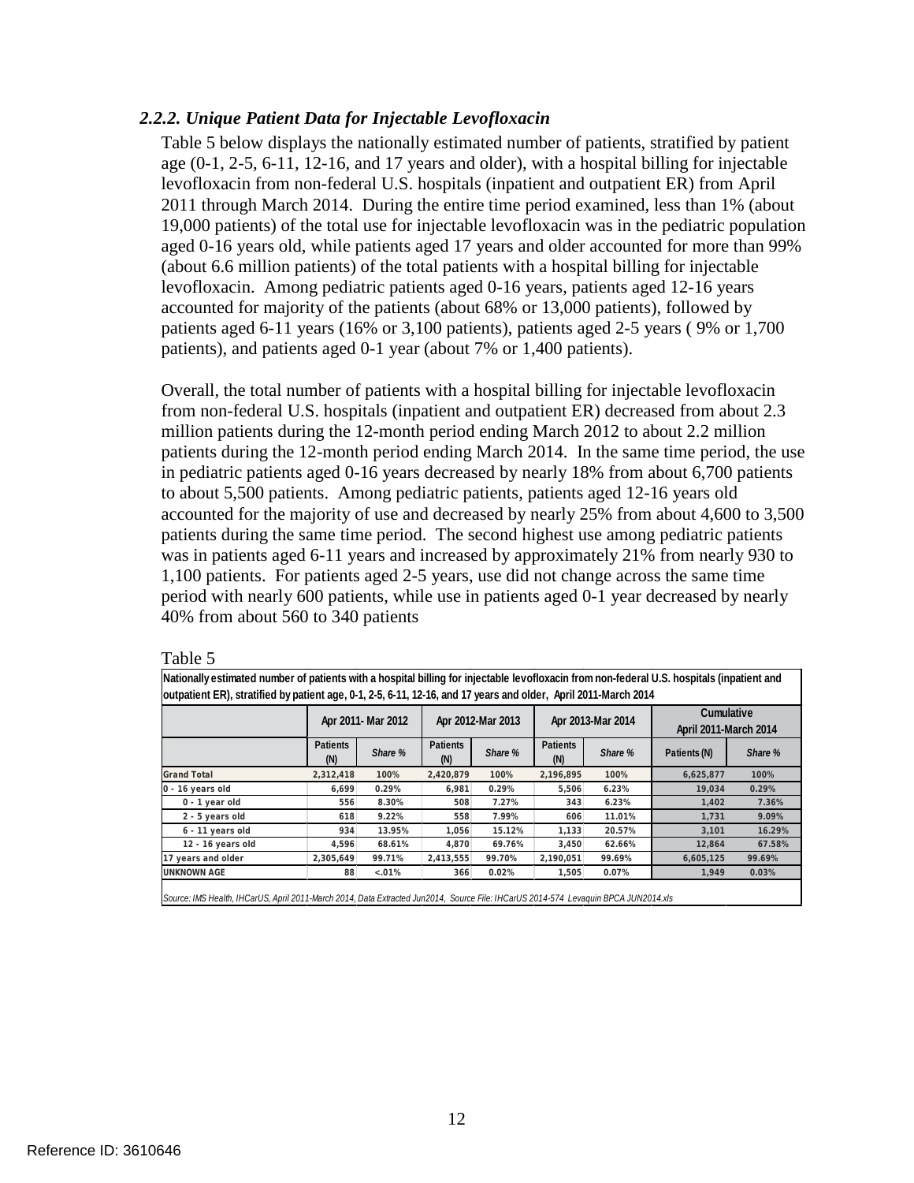### *2.2.2. Unique Patient Data for Injectable Levofloxacin*

Table 5 below displays the nationally estimated number of patients, stratified by patient age (0-1, 2-5, 6-11, 12-16, and 17 years and older), with a hospital billing for injectable levofloxacin from non-federal U.S. hospitals (inpatient and outpatient ER) from April 2011 through March 2014. During the entire time period examined, less than 1% (about 19,000 patients) of the total use for injectable levofloxacin was in the pediatric population aged 0-16 years old, while patients aged 17 years and older accounted for more than 99% (about 6.6 million patients) of the total patients with a hospital billing for injectable levofloxacin. Among pediatric patients aged 0-16 years, patients aged 12-16 years accounted for majority of the patients (about 68% or 13,000 patients), followed by patients aged 6-11 years (16% or 3,100 patients), patients aged 2-5 years ( 9% or 1,700 patients), and patients aged 0-1 year (about 7% or 1,400 patients).

Overall, the total number of patients with a hospital billing for injectable levofloxacin from non-federal U.S. hospitals (inpatient and outpatient ER) decreased from about 2.3 million patients during the 12-month period ending March 2012 to about 2.2 million patients during the 12-month period ending March 2014. In the same time period, the use in pediatric patients aged 0-16 years decreased by nearly 18% from about 6,700 patients to about 5,500 patients. Among pediatric patients, patients aged 12-16 years old accounted for the majority of use and decreased by nearly 25% from about 4,600 to 3,500 patients during the same time period. The second highest use among pediatric patients was in patients aged 6-11 years and increased by approximately 21% from nearly 930 to 1,100 patients. For patients aged 2-5 years, use did not change across the same time period with nearly 600 patients, while use in patients aged 0-1 year decreased by nearly 40% from about 560 to 340 patients

Table 5

**Nationally estimated number of patients with a hospital billing for injectable levofloxacin from non-federal U.S. hospitals (inpatient and outpatient ER), stratified by patient age, 0-1, 2-5, 6-11, 12-16, and 17 years and older, April 2011-March 2014**

| | Apr 2011- Mar 2012 | | Apr 2012-Mar 2013 | | Apr 2013-Mar 2014 | | Cumulative April 2011-March 2014 | |
|---|---|---|---|---|---|---|---|---|
| | Patients (N) | *Share %* | Patients (N) | *Share %* | Patients (N) | *Share %* | Patients (N) | *Share %* |
| **Grand Total** | 2,312,418 | 100% | 2,420,879 | 100% | 2,196,895 | 100% | 6,625,877 | 100% |
| 0 - 16 years old | 6,699 | 0.29% | 6,981 | 0.29% | 5,506 | 6.23% | 19,034 | 0.29% |
| 0 - 1 year old | 556 | 8.30% | 508 | 7.27% | 343 | 6.23% | 1,402 | 7.36% |
| 2 - 5 years old | 618 | 9.22% | 558 | 7.99% | 606 | 11.01% | 1,731 | 9.09% |
| 6 - 11 years old | 934 | 13.95% | 1,056 | 15.12% | 1,133 | 20.57% | 3,101 | 16.29% |
| 12 - 16 years old | 4,596 | 68.61% | 4,870 | 69.76% | 3,450 | 62.66% | 12,864 | 67.58% |
| 17 years and older | 2,305,649 | 99.71% | 2,413,555 | 99.70% | 2,190,051 | 99.69% | 6,605,125 | 99.69% |
| UNKNOWN AGE | 88 | <.01% | 366 | 0.02% | 1,505 | 0.07% | 1,949 | 0.03% |

*Source: IMS Health, IHCarUS, April 2011-March 2014, Data Extracted Jun2014, Source File: IHCarUS 2014-574 Levaquin BPCA JUN2014.xls*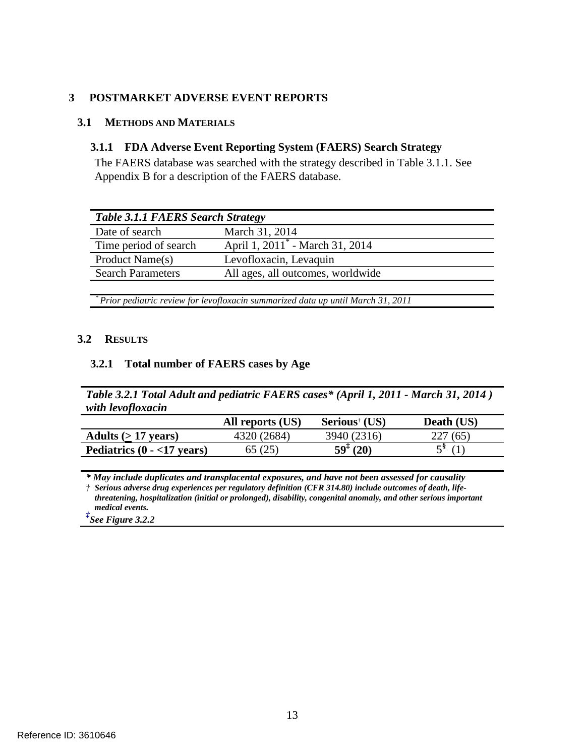# 3 POSTMARKET ADVERSE EVENT REPORTS

## 3.1 METHODS AND MATERIALS

### 3.1.1 FDA Adverse Event Reporting System (FAERS) Search Strategy

The FAERS database was searched with the strategy described in Table 3.1.1. See Appendix B for a description of the FAERS database.

| *Table 3.1.1 FAERS Search Strategy* | |
|---|---|
| Date of search | March 31, 2014 |
| Time period of search | April 1, 2011* - March 31, 2014 |
| Product Name(s) | Levofloxacin, Levaquin |
| Search Parameters | All ages, all outcomes, worldwide |

*\* Prior pediatric review for levofloxacin summarized data up until March 31, 2011*

## 3.2 RESULTS

### 3.2.1 Total number of FAERS cases by Age

***Table 3.2.1 Total Adult and pediatric FAERS cases\* (April 1, 2011 - March 31, 2014 ) with levofloxacin***

| | All reports (US) | Serious† (US) | Death (US) |
|---|---|---|---|
| **Adults (≥ 17 years)** | 4320 (2684) | 3940 (2316) | 227 (65) |
| **Pediatrics (0 - <17 years)** | 65 (25) | **59‡ (20)** | 5§ (1) |

***\* May include duplicates and transplacental exposures, and have not been assessed for causality***

***† Serious adverse drug experiences per regulatory definition (CFR 314.80) include outcomes of death, life-threatening, hospitalization (initial or prolonged), disability, congenital anomaly, and other serious important medical events.***

***‡ See Figure 3.2.2***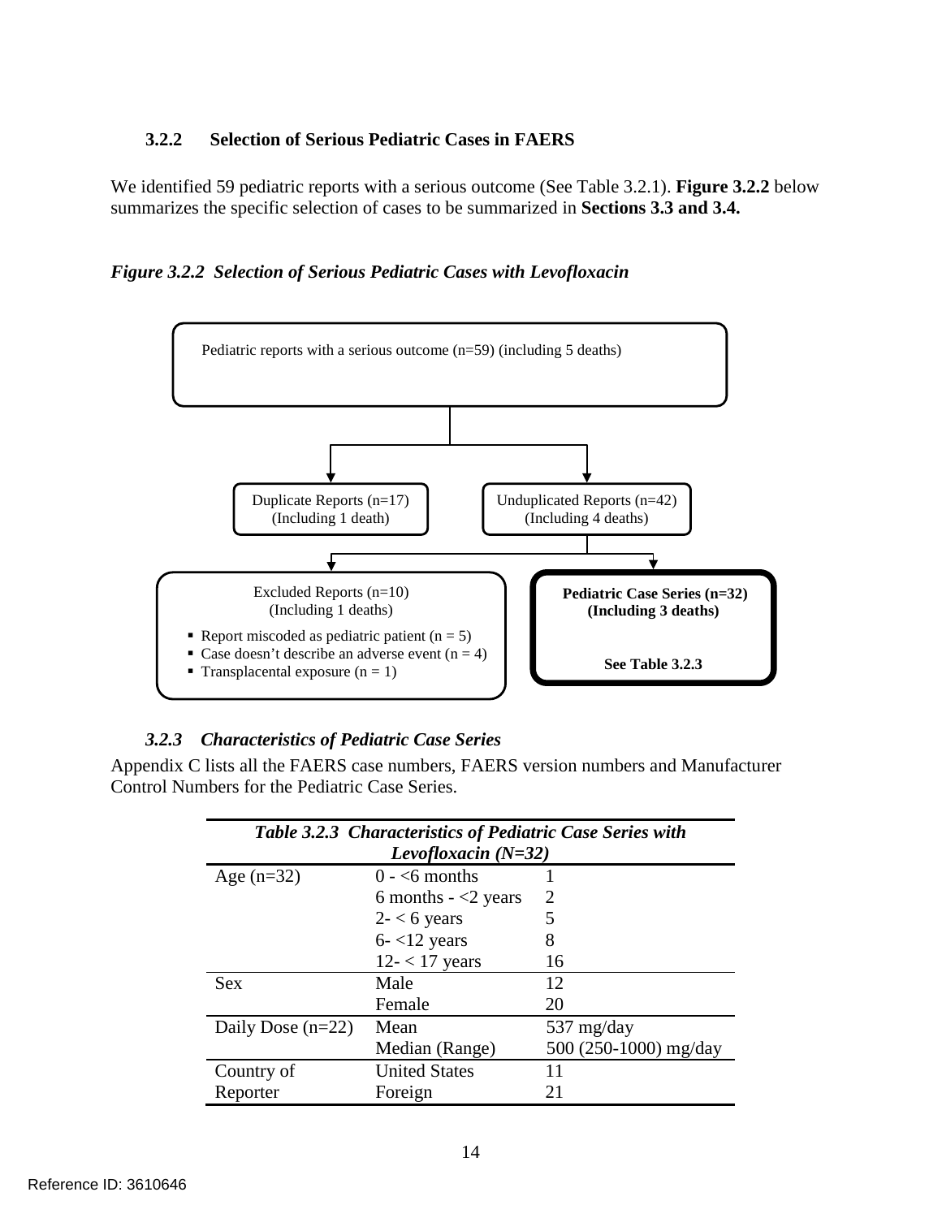### 3.2.2 Selection of Serious Pediatric Cases in FAERS

We identified 59 pediatric reports with a serious outcome (See Table 3.2.1). **Figure 3.2.2** below summarizes the specific selection of cases to be summarized in **Sections 3.3 and 3.4.**

***Figure 3.2.2 Selection of Serious Pediatric Cases with Levofloxacin***

Pediatric reports with a serious outcome (n=59) (including 5 deaths)

Duplicate Reports (n=17) (Including 1 death)

Unduplicated Reports (n=42) (Including 4 deaths)

Excluded Reports (n=10) (Including 1 deaths)

- Report miscoded as pediatric patient (n = 5)
- Case doesn't describe an adverse event (n = 4)
- Transplacental exposure (n = 1)

**Pediatric Case Series (n=32) (Including 3 deaths)**

**See Table 3.2.3**

### *3.2.3 Characteristics of Pediatric Case Series*

Appendix C lists all the FAERS case numbers, FAERS version numbers and Manufacturer Control Numbers for the Pediatric Case Series.

***Table 3.2.3 Characteristics of Pediatric Case Series with Levofloxacin (N=32)***

| | | |
|---|---|---|
| Age (n=32) | 0 - <6 months | 1 |
| | 6 months - <2 years | 2 |
| | 2- < 6 years | 5 |
| | 6- <12 years | 8 |
| | 12- < 17 years | 16 |
| Sex | Male | 12 |
| | Female | 20 |
| Daily Dose (n=22) | Mean | 537 mg/day |
| | Median (Range) | 500 (250-1000) mg/day |
| Country of Reporter | United States | 11 |
| | Foreign | 21 |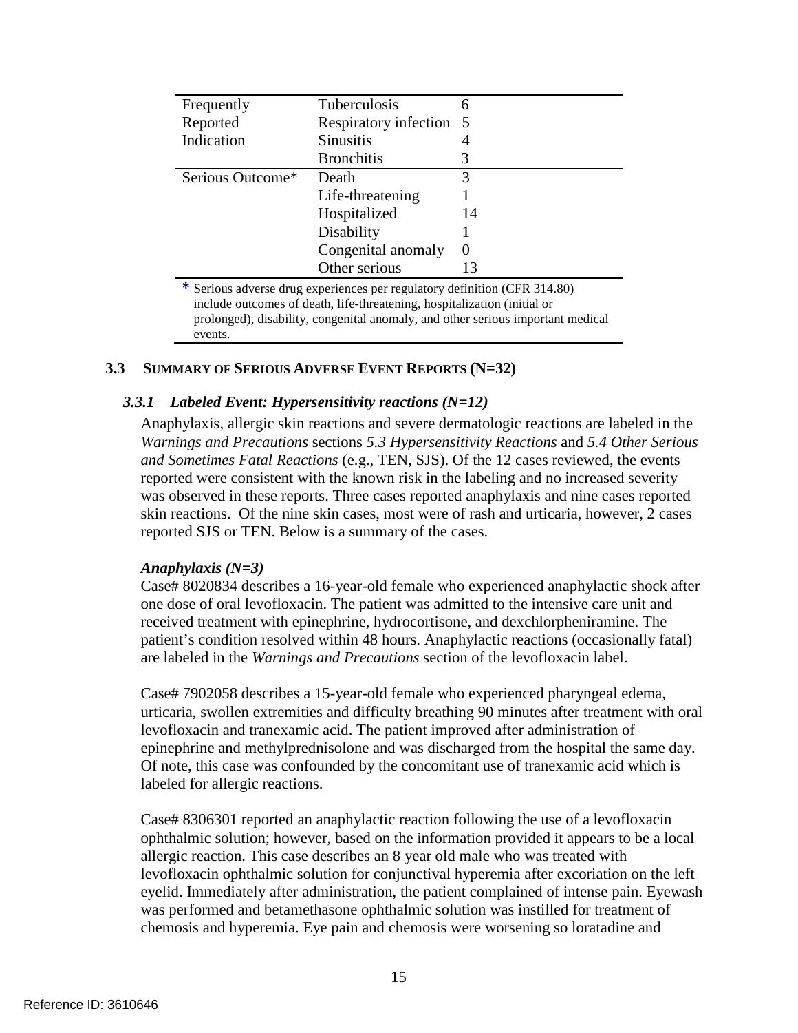| | | |
|---|---|---|
| Frequently Reported Indication | Tuberculosis | 6 |
| | Respiratory infection | 5 |
| | Sinusitis | 4 |
| | Bronchitis | 3 |
| Serious Outcome* | Death | 3 |
| | Life-threatening | 1 |
| | Hospitalized | 14 |
| | Disability | 1 |
| | Congenital anomaly | 0 |
| | Other serious | 13 |

* Serious adverse drug experiences per regulatory definition (CFR 314.80) include outcomes of death, life-threatening, hospitalization (initial or prolonged), disability, congenital anomaly, and other serious important medical events.

## 3.3 Summary of Serious Adverse Event Reports (N=32)

### *3.3.1 Labeled Event: Hypersensitivity reactions (N=12)*

Anaphylaxis, allergic skin reactions and severe dermatologic reactions are labeled in the *Warnings and Precautions* sections *5.3 Hypersensitivity Reactions* and *5.4 Other Serious and Sometimes Fatal Reactions* (e.g., TEN, SJS). Of the 12 cases reviewed, the events reported were consistent with the known risk in the labeling and no increased severity was observed in these reports. Three cases reported anaphylaxis and nine cases reported skin reactions. Of the nine skin cases, most were of rash and urticaria, however, 2 cases reported SJS or TEN. Below is a summary of the cases.

***Anaphylaxis (N=3)***

Case# 8020834 describes a 16-year-old female who experienced anaphylactic shock after one dose of oral levofloxacin. The patient was admitted to the intensive care unit and received treatment with epinephrine, hydrocortisone, and dexchlorpheniramine. The patient's condition resolved within 48 hours. Anaphylactic reactions (occasionally fatal) are labeled in the *Warnings and Precautions* section of the levofloxacin label.

Case# 7902058 describes a 15-year-old female who experienced pharyngeal edema, urticaria, swollen extremities and difficulty breathing 90 minutes after treatment with oral levofloxacin and tranexamic acid. The patient improved after administration of epinephrine and methylprednisolone and was discharged from the hospital the same day. Of note, this case was confounded by the concomitant use of tranexamic acid which is labeled for allergic reactions.

Case# 8306301 reported an anaphylactic reaction following the use of a levofloxacin ophthalmic solution; however, based on the information provided it appears to be a local allergic reaction. This case describes an 8 year old male who was treated with levofloxacin ophthalmic solution for conjunctival hyperemia after excoriation on the left eyelid. Immediately after administration, the patient complained of intense pain. Eyewash was performed and betamethasone ophthalmic solution was instilled for treatment of chemosis and hyperemia. Eye pain and chemosis were worsening so loratadine and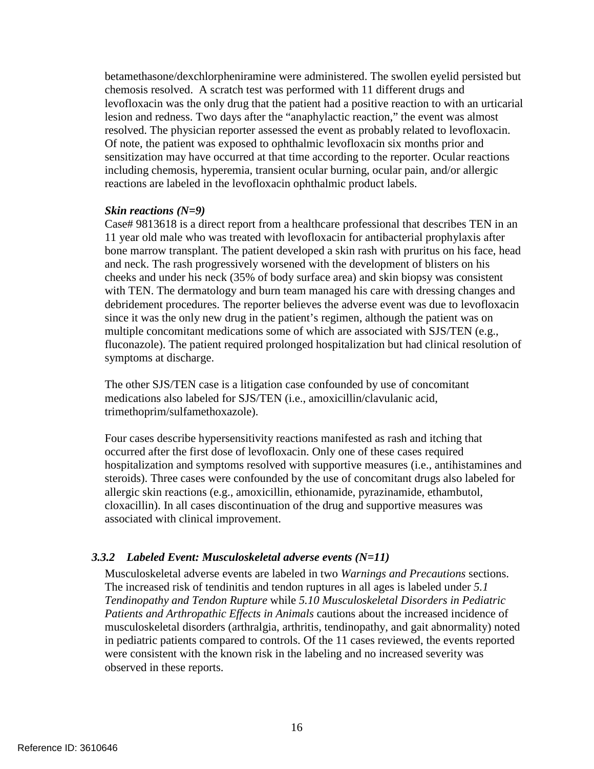betamethasone/dexchlorpheniramine were administered. The swollen eyelid persisted but chemosis resolved. A scratch test was performed with 11 different drugs and levofloxacin was the only drug that the patient had a positive reaction to with an urticarial lesion and redness. Two days after the "anaphylactic reaction," the event was almost resolved. The physician reporter assessed the event as probably related to levofloxacin. Of note, the patient was exposed to ophthalmic levofloxacin six months prior and sensitization may have occurred at that time according to the reporter. Ocular reactions including chemosis, hyperemia, transient ocular burning, ocular pain, and/or allergic reactions are labeled in the levofloxacin ophthalmic product labels.

***Skin reactions (N=9)***

Case# 9813618 is a direct report from a healthcare professional that describes TEN in an 11 year old male who was treated with levofloxacin for antibacterial prophylaxis after bone marrow transplant. The patient developed a skin rash with pruritus on his face, head and neck. The rash progressively worsened with the development of blisters on his cheeks and under his neck (35% of body surface area) and skin biopsy was consistent with TEN. The dermatology and burn team managed his care with dressing changes and debridement procedures. The reporter believes the adverse event was due to levofloxacin since it was the only new drug in the patient's regimen, although the patient was on multiple concomitant medications some of which are associated with SJS/TEN (e.g., fluconazole). The patient required prolonged hospitalization but had clinical resolution of symptoms at discharge.

The other SJS/TEN case is a litigation case confounded by use of concomitant medications also labeled for SJS/TEN (i.e., amoxicillin/clavulanic acid, trimethoprim/sulfamethoxazole).

Four cases describe hypersensitivity reactions manifested as rash and itching that occurred after the first dose of levofloxacin. Only one of these cases required hospitalization and symptoms resolved with supportive measures (i.e., antihistamines and steroids). Three cases were confounded by the use of concomitant drugs also labeled for allergic skin reactions (e.g., amoxicillin, ethionamide, pyrazinamide, ethambutol, cloxacillin). In all cases discontinuation of the drug and supportive measures was associated with clinical improvement.

### *3.3.2 Labeled Event: Musculoskeletal adverse events (N=11)*

Musculoskeletal adverse events are labeled in two *Warnings and Precautions* sections. The increased risk of tendinitis and tendon ruptures in all ages is labeled under *5.1 Tendinopathy and Tendon Rupture* while *5.10 Musculoskeletal Disorders in Pediatric Patients and Arthropathic Effects in Animals* cautions about the increased incidence of musculoskeletal disorders (arthralgia, arthritis, tendinopathy, and gait abnormality) noted in pediatric patients compared to controls. Of the 11 cases reviewed, the events reported were consistent with the known risk in the labeling and no increased severity was observed in these reports.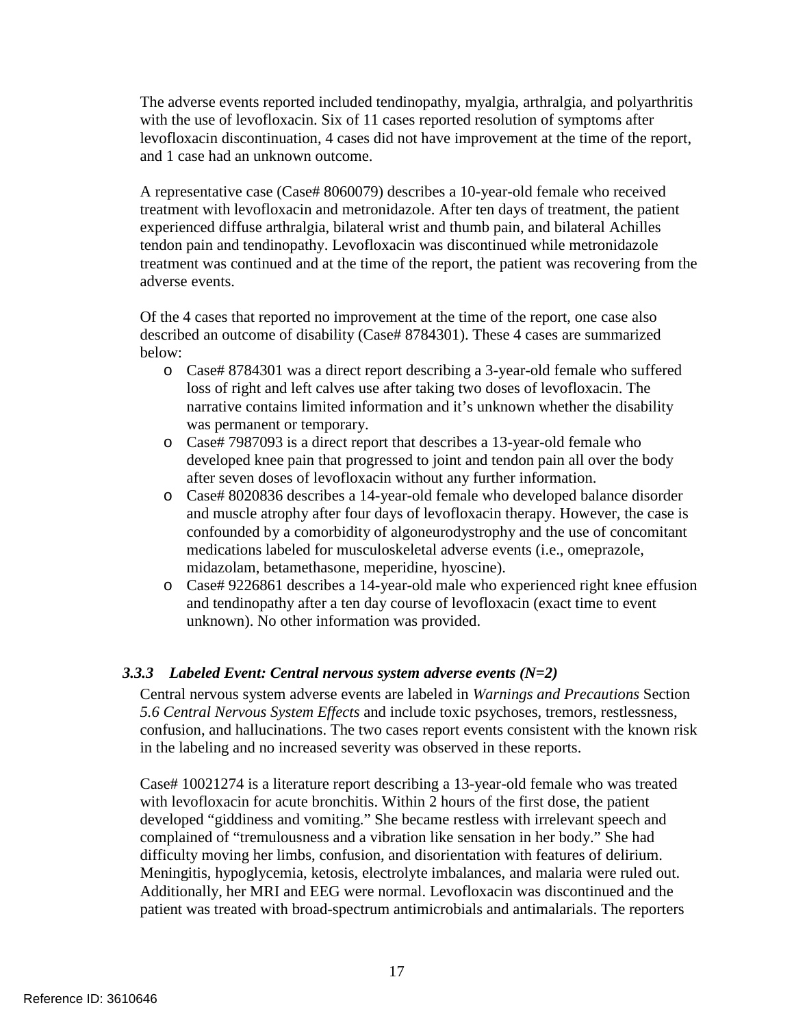The adverse events reported included tendinopathy, myalgia, arthralgia, and polyarthritis with the use of levofloxacin. Six of 11 cases reported resolution of symptoms after levofloxacin discontinuation, 4 cases did not have improvement at the time of the report, and 1 case had an unknown outcome.

A representative case (Case# 8060079) describes a 10-year-old female who received treatment with levofloxacin and metronidazole. After ten days of treatment, the patient experienced diffuse arthralgia, bilateral wrist and thumb pain, and bilateral Achilles tendon pain and tendinopathy. Levofloxacin was discontinued while metronidazole treatment was continued and at the time of the report, the patient was recovering from the adverse events.

Of the 4 cases that reported no improvement at the time of the report, one case also described an outcome of disability (Case# 8784301). These 4 cases are summarized below:

- Case# 8784301 was a direct report describing a 3-year-old female who suffered loss of right and left calves use after taking two doses of levofloxacin. The narrative contains limited information and it's unknown whether the disability was permanent or temporary.
- Case# 7987093 is a direct report that describes a 13-year-old female who developed knee pain that progressed to joint and tendon pain all over the body after seven doses of levofloxacin without any further information.
- Case# 8020836 describes a 14-year-old female who developed balance disorder and muscle atrophy after four days of levofloxacin therapy. However, the case is confounded by a comorbidity of algoneurodystrophy and the use of concomitant medications labeled for musculoskeletal adverse events (i.e., omeprazole, midazolam, betamethasone, meperidine, hyoscine).
- Case# 9226861 describes a 14-year-old male who experienced right knee effusion and tendinopathy after a ten day course of levofloxacin (exact time to event unknown). No other information was provided.

### *3.3.3 Labeled Event: Central nervous system adverse events (N=2)*

Central nervous system adverse events are labeled in *Warnings and Precautions* Section *5.6 Central Nervous System Effects* and include toxic psychoses, tremors, restlessness, confusion, and hallucinations. The two cases report events consistent with the known risk in the labeling and no increased severity was observed in these reports.

Case# 10021274 is a literature report describing a 13-year-old female who was treated with levofloxacin for acute bronchitis. Within 2 hours of the first dose, the patient developed "giddiness and vomiting." She became restless with irrelevant speech and complained of "tremulousness and a vibration like sensation in her body." She had difficulty moving her limbs, confusion, and disorientation with features of delirium. Meningitis, hypoglycemia, ketosis, electrolyte imbalances, and malaria were ruled out. Additionally, her MRI and EEG were normal. Levofloxacin was discontinued and the patient was treated with broad-spectrum antimicrobials and antimalarials. The reporters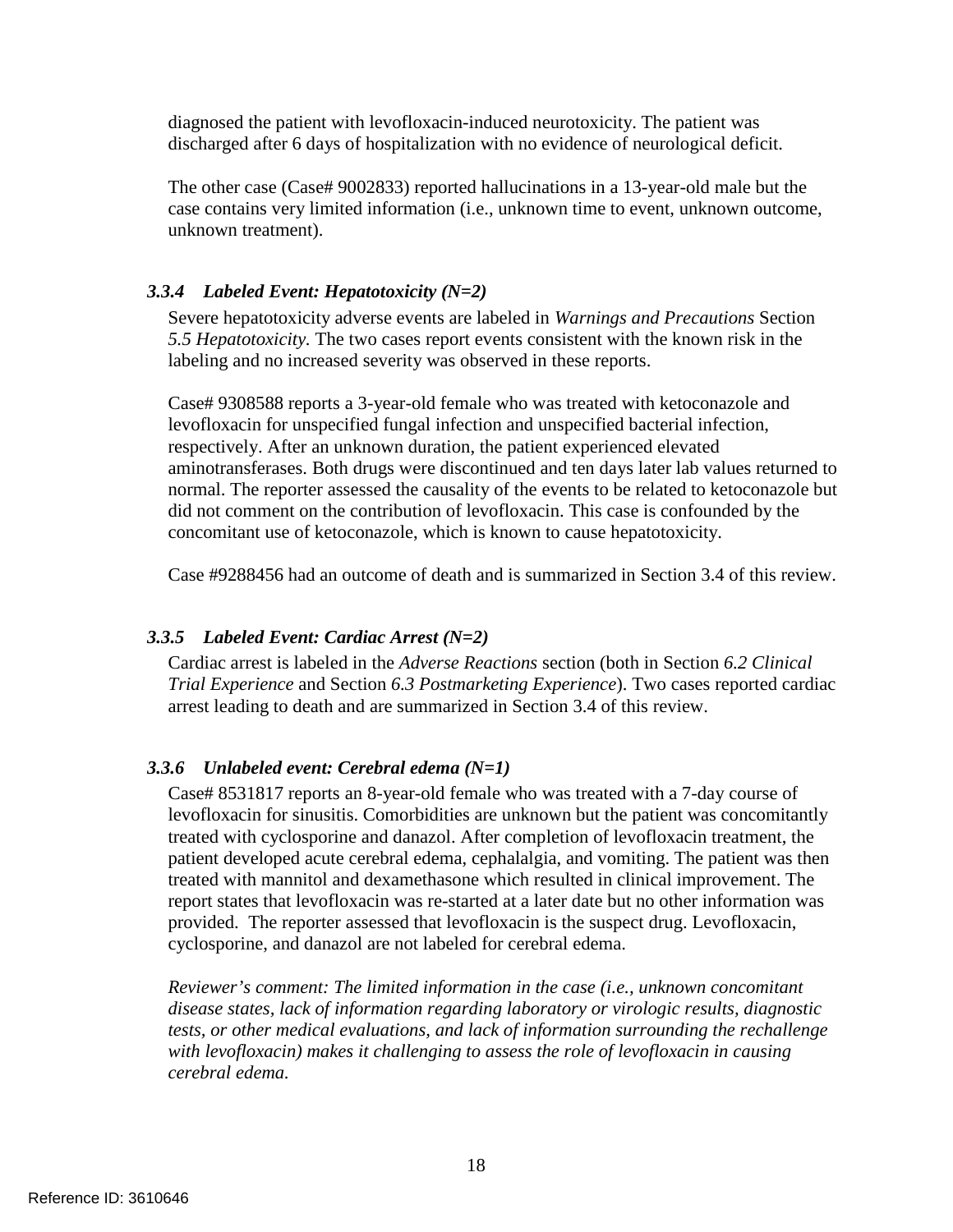diagnosed the patient with levofloxacin-induced neurotoxicity. The patient was discharged after 6 days of hospitalization with no evidence of neurological deficit.

The other case (Case# 9002833) reported hallucinations in a 13-year-old male but the case contains very limited information (i.e., unknown time to event, unknown outcome, unknown treatment).

### *3.3.4 Labeled Event: Hepatotoxicity (N=2)*

Severe hepatotoxicity adverse events are labeled in *Warnings and Precautions* Section *5.5 Hepatotoxicity*. The two cases report events consistent with the known risk in the labeling and no increased severity was observed in these reports.

Case# 9308588 reports a 3-year-old female who was treated with ketoconazole and levofloxacin for unspecified fungal infection and unspecified bacterial infection, respectively. After an unknown duration, the patient experienced elevated aminotransferases. Both drugs were discontinued and ten days later lab values returned to normal. The reporter assessed the causality of the events to be related to ketoconazole but did not comment on the contribution of levofloxacin. This case is confounded by the concomitant use of ketoconazole, which is known to cause hepatotoxicity.

Case #9288456 had an outcome of death and is summarized in Section 3.4 of this review.

### *3.3.5 Labeled Event: Cardiac Arrest (N=2)*

Cardiac arrest is labeled in the *Adverse Reactions* section (both in Section *6.2 Clinical Trial Experience* and Section *6.3 Postmarketing Experience*). Two cases reported cardiac arrest leading to death and are summarized in Section 3.4 of this review.

### *3.3.6 Unlabeled event: Cerebral edema (N=1)*

Case# 8531817 reports an 8-year-old female who was treated with a 7-day course of levofloxacin for sinusitis. Comorbidities are unknown but the patient was concomitantly treated with cyclosporine and danazol. After completion of levofloxacin treatment, the patient developed acute cerebral edema, cephalalgia, and vomiting. The patient was then treated with mannitol and dexamethasone which resulted in clinical improvement. The report states that levofloxacin was re-started at a later date but no other information was provided. The reporter assessed that levofloxacin is the suspect drug. Levofloxacin, cyclosporine, and danazol are not labeled for cerebral edema.

*Reviewer's comment: The limited information in the case (i.e., unknown concomitant disease states, lack of information regarding laboratory or virologic results, diagnostic tests, or other medical evaluations, and lack of information surrounding the rechallenge with levofloxacin) makes it challenging to assess the role of levofloxacin in causing cerebral edema.*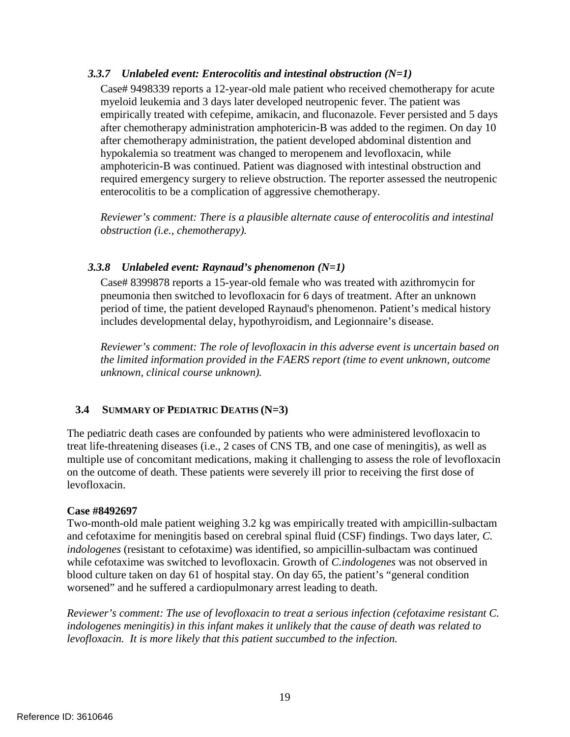### *3.3.7 Unlabeled event: Enterocolitis and intestinal obstruction (N=1)*

Case# 9498339 reports a 12-year-old male patient who received chemotherapy for acute myeloid leukemia and 3 days later developed neutropenic fever. The patient was empirically treated with cefepime, amikacin, and fluconazole. Fever persisted and 5 days after chemotherapy administration amphotericin-B was added to the regimen. On day 10 after chemotherapy administration, the patient developed abdominal distention and hypokalemia so treatment was changed to meropenem and levofloxacin, while amphotericin-B was continued. Patient was diagnosed with intestinal obstruction and required emergency surgery to relieve obstruction. The reporter assessed the neutropenic enterocolitis to be a complication of aggressive chemotherapy.

*Reviewer's comment: There is a plausible alternate cause of enterocolitis and intestinal obstruction (i.e., chemotherapy).*

### *3.3.8 Unlabeled event: Raynaud's phenomenon (N=1)*

Case# 8399878 reports a 15-year-old female who was treated with azithromycin for pneumonia then switched to levofloxacin for 6 days of treatment. After an unknown period of time, the patient developed Raynaud's phenomenon. Patient's medical history includes developmental delay, hypothyroidism, and Legionnaire's disease.

*Reviewer's comment: The role of levofloxacin in this adverse event is uncertain based on the limited information provided in the FAERS report (time to event unknown, outcome unknown, clinical course unknown).*

## 3.4 SUMMARY OF PEDIATRIC DEATHS (N=3)

The pediatric death cases are confounded by patients who were administered levofloxacin to treat life-threatening diseases (i.e., 2 cases of CNS TB, and one case of meningitis), as well as multiple use of concomitant medications, making it challenging to assess the role of levofloxacin on the outcome of death. These patients were severely ill prior to receiving the first dose of levofloxacin.

**Case #8492697**

Two-month-old male patient weighing 3.2 kg was empirically treated with ampicillin-sulbactam and cefotaxime for meningitis based on cerebral spinal fluid (CSF) findings. Two days later, *C. indologenes* (resistant to cefotaxime) was identified, so ampicillin-sulbactam was continued while cefotaxime was switched to levofloxacin. Growth of *C.indologenes* was not observed in blood culture taken on day 61 of hospital stay. On day 65, the patient's "general condition worsened" and he suffered a cardiopulmonary arrest leading to death.

*Reviewer's comment: The use of levofloxacin to treat a serious infection (cefotaxime resistant C. indologenes meningitis) in this infant makes it unlikely that the cause of death was related to levofloxacin. It is more likely that this patient succumbed to the infection.*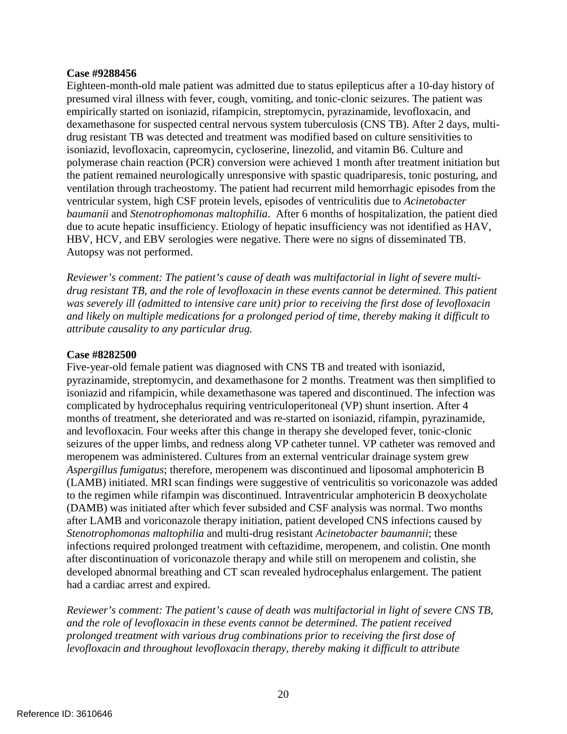**Case #9288456**

Eighteen-month-old male patient was admitted due to status epilepticus after a 10-day history of presumed viral illness with fever, cough, vomiting, and tonic-clonic seizures. The patient was empirically started on isoniazid, rifampicin, streptomycin, pyrazinamide, levofloxacin, and dexamethasone for suspected central nervous system tuberculosis (CNS TB). After 2 days, multi-drug resistant TB was detected and treatment was modified based on culture sensitivities to isoniazid, levofloxacin, capreomycin, cycloserine, linezolid, and vitamin B6. Culture and polymerase chain reaction (PCR) conversion were achieved 1 month after treatment initiation but the patient remained neurologically unresponsive with spastic quadriparesis, tonic posturing, and ventilation through tracheostomy. The patient had recurrent mild hemorrhagic episodes from the ventricular system, high CSF protein levels, episodes of ventriculitis due to *Acinetobacter baumanii* and *Stenotrophomonas maltophilia*. After 6 months of hospitalization, the patient died due to acute hepatic insufficiency. Etiology of hepatic insufficiency was not identified as HAV, HBV, HCV, and EBV serologies were negative. There were no signs of disseminated TB. Autopsy was not performed.

*Reviewer's comment: The patient's cause of death was multifactorial in light of severe multi-drug resistant TB, and the role of levofloxacin in these events cannot be determined. This patient was severely ill (admitted to intensive care unit) prior to receiving the first dose of levofloxacin and likely on multiple medications for a prolonged period of time, thereby making it difficult to attribute causality to any particular drug.*

**Case #8282500**

Five-year-old female patient was diagnosed with CNS TB and treated with isoniazid, pyrazinamide, streptomycin, and dexamethasone for 2 months. Treatment was then simplified to isoniazid and rifampicin, while dexamethasone was tapered and discontinued. The infection was complicated by hydrocephalus requiring ventriculoperitoneal (VP) shunt insertion. After 4 months of treatment, she deteriorated and was re-started on isoniazid, rifampin, pyrazinamide, and levofloxacin. Four weeks after this change in therapy she developed fever, tonic-clonic seizures of the upper limbs, and redness along VP catheter tunnel. VP catheter was removed and meropenem was administered. Cultures from an external ventricular drainage system grew *Aspergillus fumigatus*; therefore, meropenem was discontinued and liposomal amphotericin B (LAMB) initiated. MRI scan findings were suggestive of ventriculitis so voriconazole was added to the regimen while rifampin was discontinued. Intraventricular amphotericin B deoxycholate (DAMB) was initiated after which fever subsided and CSF analysis was normal. Two months after LAMB and voriconazole therapy initiation, patient developed CNS infections caused by *Stenotrophomonas maltophilia* and multi-drug resistant *Acinetobacter baumannii*; these infections required prolonged treatment with ceftazidime, meropenem, and colistin. One month after discontinuation of voriconazole therapy and while still on meropenem and colistin, she developed abnormal breathing and CT scan revealed hydrocephalus enlargement. The patient had a cardiac arrest and expired.

*Reviewer's comment: The patient's cause of death was multifactorial in light of severe CNS TB, and the role of levofloxacin in these events cannot be determined. The patient received prolonged treatment with various drug combinations prior to receiving the first dose of levofloxacin and throughout levofloxacin therapy, thereby making it difficult to attribute*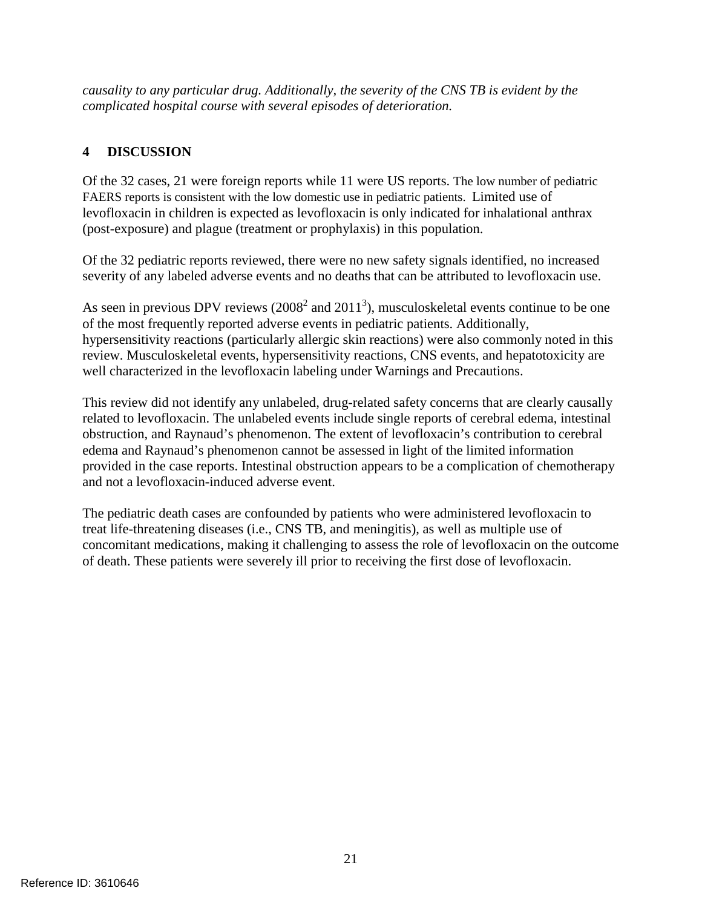*causality to any particular drug. Additionally, the severity of the CNS TB is evident by the complicated hospital course with several episodes of deterioration.*

## 4 DISCUSSION

Of the 32 cases, 21 were foreign reports while 11 were US reports. The low number of pediatric FAERS reports is consistent with the low domestic use in pediatric patients. Limited use of levofloxacin in children is expected as levofloxacin is only indicated for inhalational anthrax (post-exposure) and plague (treatment or prophylaxis) in this population.

Of the 32 pediatric reports reviewed, there were no new safety signals identified, no increased severity of any labeled adverse events and no deaths that can be attributed to levofloxacin use.

As seen in previous DPV reviews (2008[2] and 2011[3]), musculoskeletal events continue to be one of the most frequently reported adverse events in pediatric patients. Additionally, hypersensitivity reactions (particularly allergic skin reactions) were also commonly noted in this review. Musculoskeletal events, hypersensitivity reactions, CNS events, and hepatotoxicity are well characterized in the levofloxacin labeling under Warnings and Precautions.

This review did not identify any unlabeled, drug-related safety concerns that are clearly causally related to levofloxacin. The unlabeled events include single reports of cerebral edema, intestinal obstruction, and Raynaud's phenomenon. The extent of levofloxacin's contribution to cerebral edema and Raynaud's phenomenon cannot be assessed in light of the limited information provided in the case reports. Intestinal obstruction appears to be a complication of chemotherapy and not a levofloxacin-induced adverse event.

The pediatric death cases are confounded by patients who were administered levofloxacin to treat life-threatening diseases (i.e., CNS TB, and meningitis), as well as multiple use of concomitant medications, making it challenging to assess the role of levofloxacin on the outcome of death. These patients were severely ill prior to receiving the first dose of levofloxacin.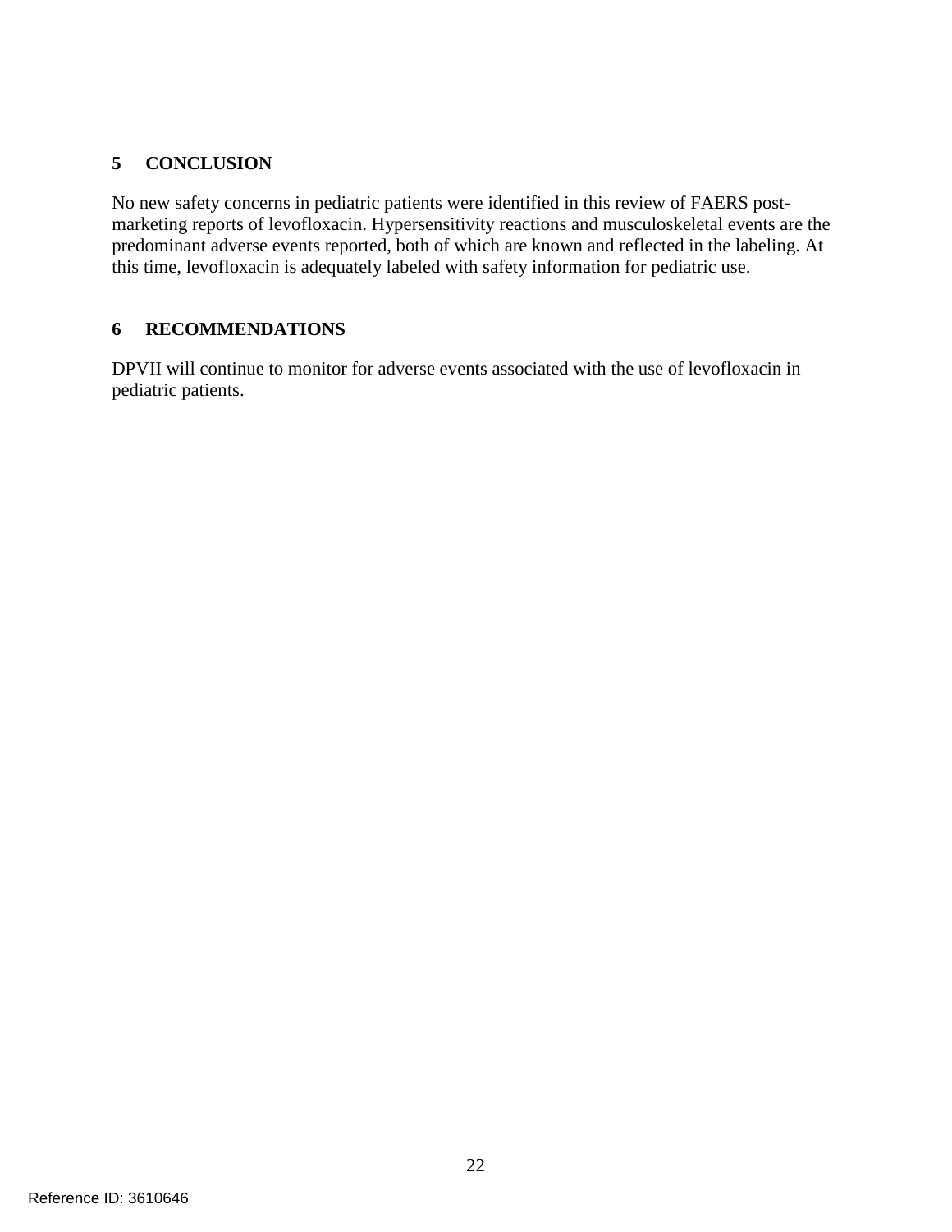## 5 CONCLUSION

No new safety concerns in pediatric patients were identified in this review of FAERS post-marketing reports of levofloxacin. Hypersensitivity reactions and musculoskeletal events are the predominant adverse events reported, both of which are known and reflected in the labeling. At this time, levofloxacin is adequately labeled with safety information for pediatric use.

## 6 RECOMMENDATIONS

DPVII will continue to monitor for adverse events associated with the use of levofloxacin in pediatric patients.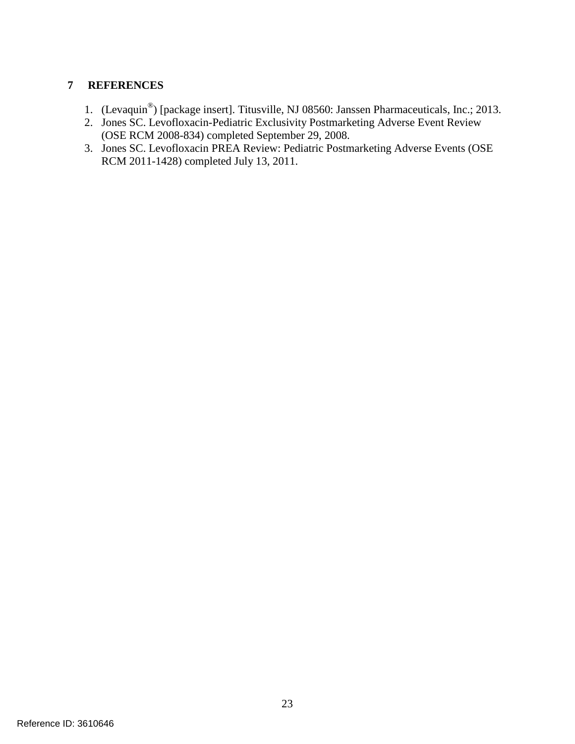## 7 REFERENCES

1. (Levaquin®) [package insert]. Titusville, NJ 08560: Janssen Pharmaceuticals, Inc.; 2013.
2. Jones SC. Levofloxacin-Pediatric Exclusivity Postmarketing Adverse Event Review (OSE RCM 2008-834) completed September 29, 2008.
3. Jones SC. Levofloxacin PREA Review: Pediatric Postmarketing Adverse Events (OSE RCM 2011-1428) completed July 13, 2011.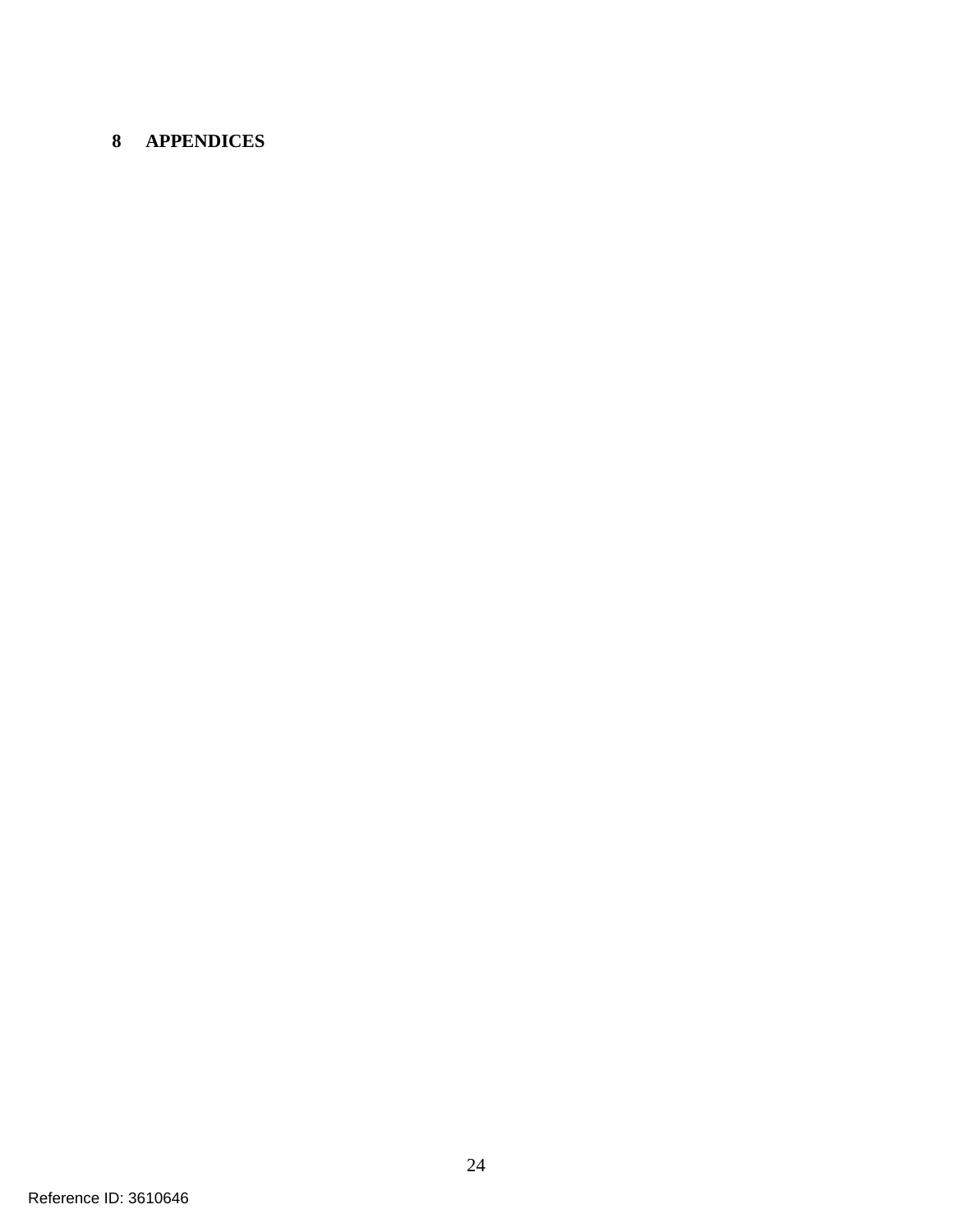# 8 APPENDICES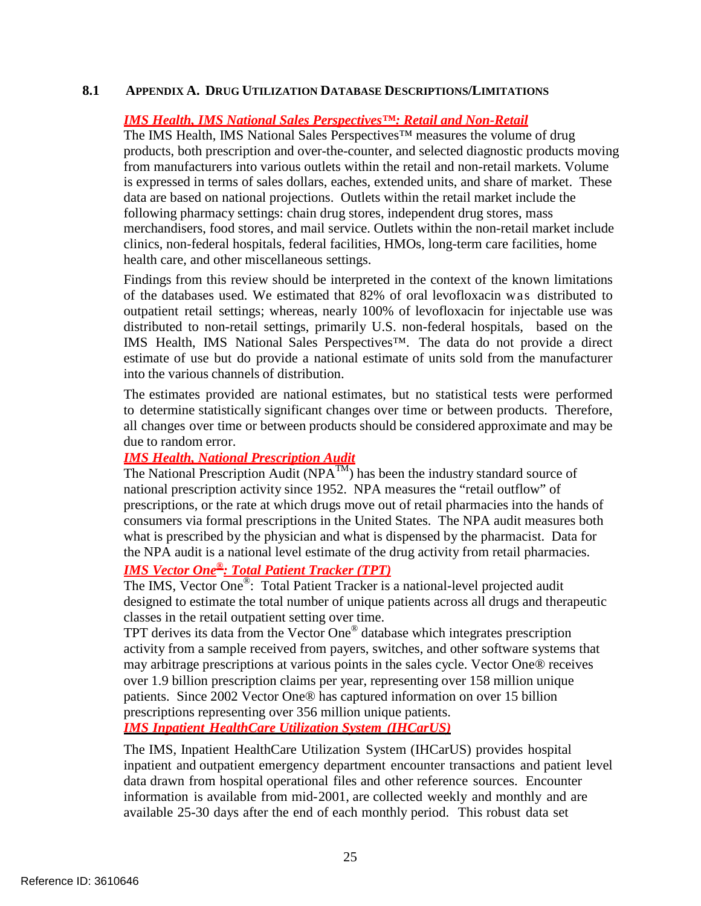## 8.1 Appendix A. Drug Utilization Database Descriptions/Limitations

***IMS Health, IMS National Sales Perspectives™: Retail and Non-Retail***

The IMS Health, IMS National Sales Perspectives™ measures the volume of drug products, both prescription and over-the-counter, and selected diagnostic products moving from manufacturers into various outlets within the retail and non-retail markets. Volume is expressed in terms of sales dollars, eaches, extended units, and share of market. These data are based on national projections. Outlets within the retail market include the following pharmacy settings: chain drug stores, independent drug stores, mass merchandisers, food stores, and mail service. Outlets within the non-retail market include clinics, non-federal hospitals, federal facilities, HMOs, long-term care facilities, home health care, and other miscellaneous settings.

Findings from this review should be interpreted in the context of the known limitations of the databases used. We estimated that 82% of oral levofloxacin was distributed to outpatient retail settings; whereas, nearly 100% of levofloxacin for injectable use was distributed to non-retail settings, primarily U.S. non-federal hospitals, based on the IMS Health, IMS National Sales Perspectives™. The data do not provide a direct estimate of use but do provide a national estimate of units sold from the manufacturer into the various channels of distribution.

The estimates provided are national estimates, but no statistical tests were performed to determine statistically significant changes over time or between products. Therefore, all changes over time or between products should be considered approximate and may be due to random error.

***IMS Health, National Prescription Audit***

The National Prescription Audit (NPA™) has been the industry standard source of national prescription activity since 1952. NPA measures the "retail outflow" of prescriptions, or the rate at which drugs move out of retail pharmacies into the hands of consumers via formal prescriptions in the United States. The NPA audit measures both what is prescribed by the physician and what is dispensed by the pharmacist. Data for the NPA audit is a national level estimate of the drug activity from retail pharmacies.

***IMS Vector One®: Total Patient Tracker (TPT)***

The IMS, Vector One®: Total Patient Tracker is a national-level projected audit designed to estimate the total number of unique patients across all drugs and therapeutic classes in the retail outpatient setting over time.

TPT derives its data from the Vector One® database which integrates prescription activity from a sample received from payers, switches, and other software systems that may arbitrage prescriptions at various points in the sales cycle. Vector One® receives over 1.9 billion prescription claims per year, representing over 158 million unique patients. Since 2002 Vector One® has captured information on over 15 billion prescriptions representing over 356 million unique patients.

***IMS Inpatient HealthCare Utilization System (IHCarUS)***

The IMS, Inpatient HealthCare Utilization System (IHCarUS) provides hospital inpatient and outpatient emergency department encounter transactions and patient level data drawn from hospital operational files and other reference sources. Encounter information is available from mid-2001, are collected weekly and monthly and are available 25-30 days after the end of each monthly period. This robust data set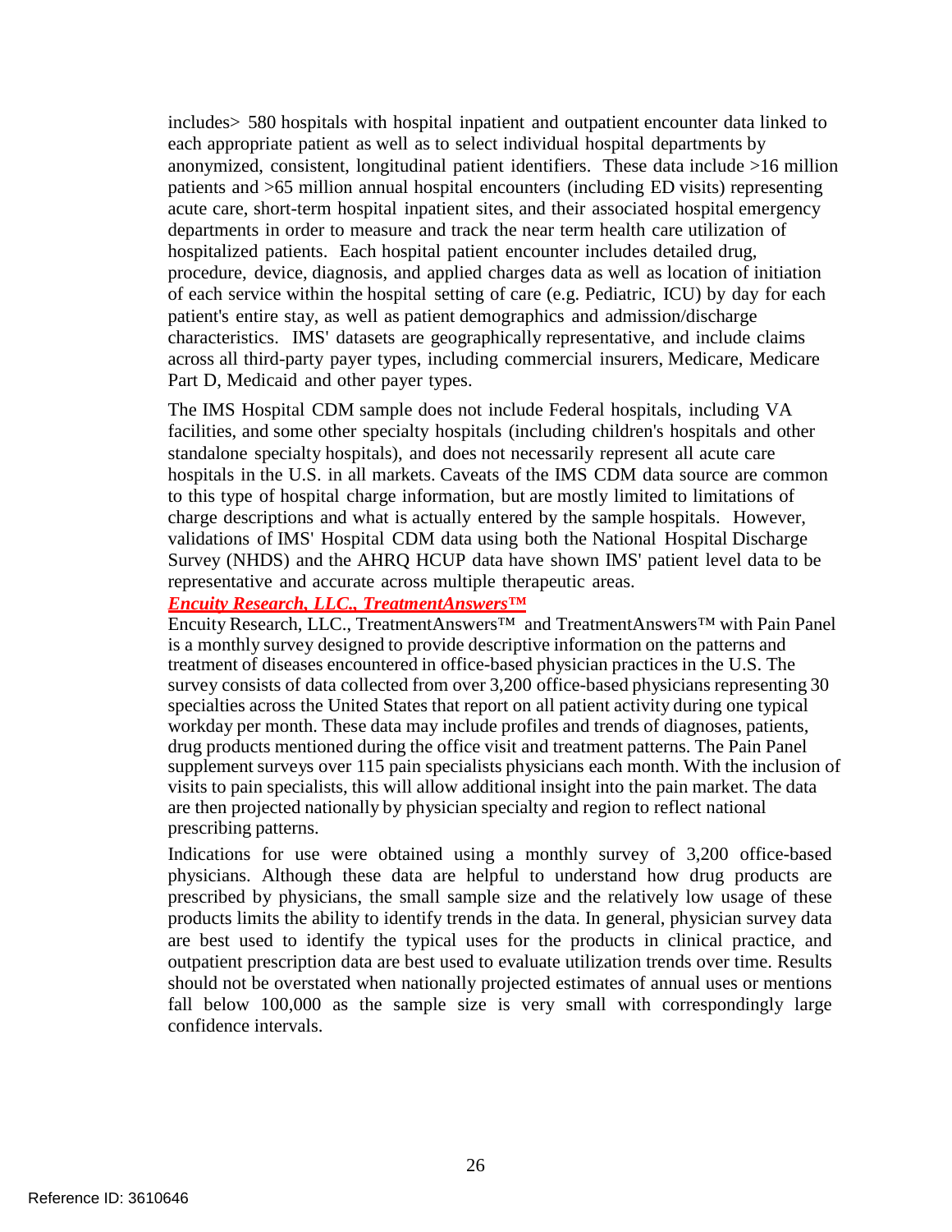includes> 580 hospitals with hospital inpatient and outpatient encounter data linked to each appropriate patient as well as to select individual hospital departments by anonymized, consistent, longitudinal patient identifiers. These data include >16 million patients and >65 million annual hospital encounters (including ED visits) representing acute care, short-term hospital inpatient sites, and their associated hospital emergency departments in order to measure and track the near term health care utilization of hospitalized patients. Each hospital patient encounter includes detailed drug, procedure, device, diagnosis, and applied charges data as well as location of initiation of each service within the hospital setting of care (e.g. Pediatric, ICU) by day for each patient's entire stay, as well as patient demographics and admission/discharge characteristics. IMS' datasets are geographically representative, and include claims across all third-party payer types, including commercial insurers, Medicare, Medicare Part D, Medicaid and other payer types.

The IMS Hospital CDM sample does not include Federal hospitals, including VA facilities, and some other specialty hospitals (including children's hospitals and other standalone specialty hospitals), and does not necessarily represent all acute care hospitals in the U.S. in all markets. Caveats of the IMS CDM data source are common to this type of hospital charge information, but are mostly limited to limitations of charge descriptions and what is actually entered by the sample hospitals. However, validations of IMS' Hospital CDM data using both the National Hospital Discharge Survey (NHDS) and the AHRQ HCUP data have shown IMS' patient level data to be representative and accurate across multiple therapeutic areas.

***Encuity Research, LLC., TreatmentAnswers™***

Encuity Research, LLC., TreatmentAnswers™ and TreatmentAnswers™ with Pain Panel is a monthly survey designed to provide descriptive information on the patterns and treatment of diseases encountered in office-based physician practices in the U.S. The survey consists of data collected from over 3,200 office-based physicians representing 30 specialties across the United States that report on all patient activity during one typical workday per month. These data may include profiles and trends of diagnoses, patients, drug products mentioned during the office visit and treatment patterns. The Pain Panel supplement surveys over 115 pain specialists physicians each month. With the inclusion of visits to pain specialists, this will allow additional insight into the pain market. The data are then projected nationally by physician specialty and region to reflect national prescribing patterns.

Indications for use were obtained using a monthly survey of 3,200 office-based physicians. Although these data are helpful to understand how drug products are prescribed by physicians, the small sample size and the relatively low usage of these products limits the ability to identify trends in the data. In general, physician survey data are best used to identify the typical uses for the products in clinical practice, and outpatient prescription data are best used to evaluate utilization trends over time. Results should not be overstated when nationally projected estimates of annual uses or mentions fall below 100,000 as the sample size is very small with correspondingly large confidence intervals.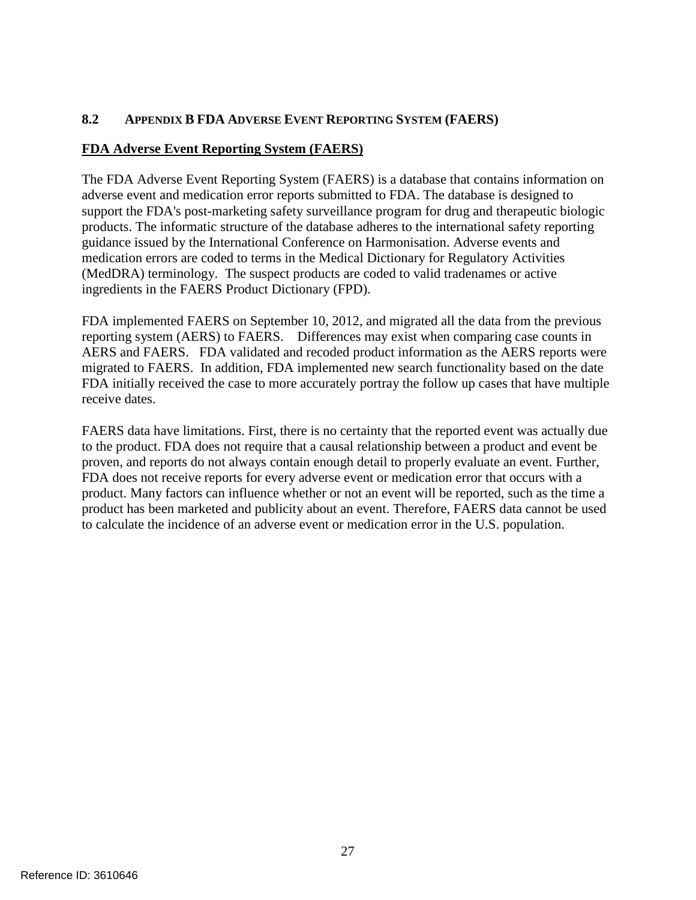## 8.2 Appendix B FDA Adverse Event Reporting System (FAERS)

**FDA Adverse Event Reporting System (FAERS)**

The FDA Adverse Event Reporting System (FAERS) is a database that contains information on adverse event and medication error reports submitted to FDA. The database is designed to support the FDA's post-marketing safety surveillance program for drug and therapeutic biologic products. The informatic structure of the database adheres to the international safety reporting guidance issued by the International Conference on Harmonisation. Adverse events and medication errors are coded to terms in the Medical Dictionary for Regulatory Activities (MedDRA) terminology. The suspect products are coded to valid tradenames or active ingredients in the FAERS Product Dictionary (FPD).

FDA implemented FAERS on September 10, 2012, and migrated all the data from the previous reporting system (AERS) to FAERS. Differences may exist when comparing case counts in AERS and FAERS. FDA validated and recoded product information as the AERS reports were migrated to FAERS. In addition, FDA implemented new search functionality based on the date FDA initially received the case to more accurately portray the follow up cases that have multiple receive dates.

FAERS data have limitations. First, there is no certainty that the reported event was actually due to the product. FDA does not require that a causal relationship between a product and event be proven, and reports do not always contain enough detail to properly evaluate an event. Further, FDA does not receive reports for every adverse event or medication error that occurs with a product. Many factors can influence whether or not an event will be reported, such as the time a product has been marketed and publicity about an event. Therefore, FAERS data cannot be used to calculate the incidence of an adverse event or medication error in the U.S. population.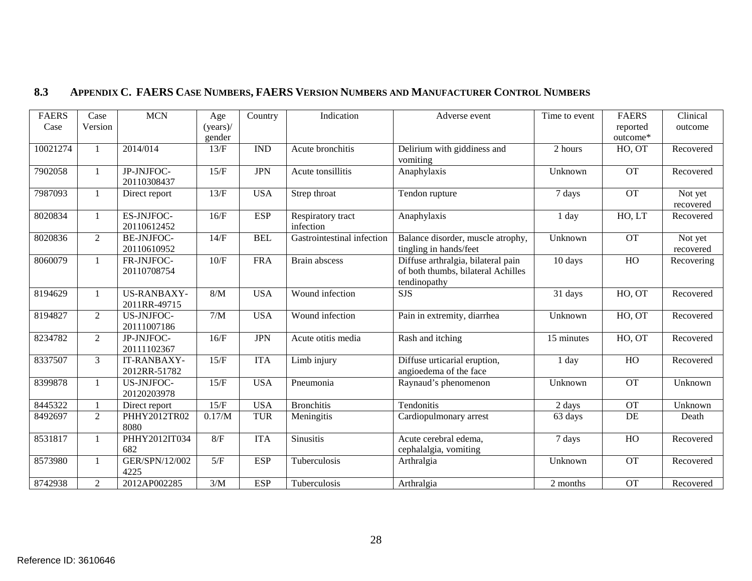## 8.3 APPENDIX C. FAERS CASE NUMBERS, FAERS VERSION NUMBERS AND MANUFACTURER CONTROL NUMBERS

| FAERS Case | Case Version | MCN | Age (years)/ gender | Country | Indication | Adverse event | Time to event | FAERS reported outcome* | Clinical outcome |
|---|---|---|---|---|---|---|---|---|---|
| 10021274 | 1 | 2014/014 | 13/F | IND | Acute bronchitis | Delirium with giddiness and vomiting | 2 hours | HO, OT | Recovered |
| 7902058 | 1 | JP-JNJFOC-20110308437 | 15/F | JPN | Acute tonsillitis | Anaphylaxis | Unknown | OT | Recovered |
| 7987093 | 1 | Direct report | 13/F | USA | Strep throat | Tendon rupture | 7 days | OT | Not yet recovered |
| 8020834 | 1 | ES-JNJFOC-20110612452 | 16/F | ESP | Respiratory tract infection | Anaphylaxis | 1 day | HO, LT | Recovered |
| 8020836 | 2 | BE-JNJFOC-20110610952 | 14/F | BEL | Gastrointestinal infection | Balance disorder, muscle atrophy, tingling in hands/feet | Unknown | OT | Not yet recovered |
| 8060079 | 1 | FR-JNJFOC-20110708754 | 10/F | FRA | Brain abscess | Diffuse arthralgia, bilateral pain of both thumbs, bilateral Achilles tendinopathy | 10 days | HO | Recovering |
| 8194629 | 1 | US-RANBAXY-2011RR-49715 | 8/M | USA | Wound infection | SJS | 31 days | HO, OT | Recovered |
| 8194827 | 2 | US-JNJFOC-20111007186 | 7/M | USA | Wound infection | Pain in extremity, diarrhea | Unknown | HO, OT | Recovered |
| 8234782 | 2 | JP-JNJFOC-20111102367 | 16/F | JPN | Acute otitis media | Rash and itching | 15 minutes | HO, OT | Recovered |
| 8337507 | 3 | IT-RANBAXY-2012RR-51782 | 15/F | ITA | Limb injury | Diffuse urticarial eruption, angioedema of the face | 1 day | HO | Recovered |
| 8399878 | 1 | US-JNJFOC-20120203978 | 15/F | USA | Pneumonia | Raynaud's phenomenon | Unknown | OT | Unknown |
| 8445322 | 1 | Direct report | 15/F | USA | Bronchitis | Tendonitis | 2 days | OT | Unknown |
| 8492697 | 2 | PHHY2012TR028080 | 0.17/M | TUR | Meningitis | Cardiopulmonary arrest | 63 days | DE | Death |
| 8531817 | 1 | PHHY2012IT034682 | 8/F | ITA | Sinusitis | Acute cerebral edema, cephalalgia, vomiting | 7 days | HO | Recovered |
| 8573980 | 1 | GER/SPN/12/0024225 | 5/F | ESP | Tuberculosis | Arthralgia | Unknown | OT | Recovered |
| 8742938 | 2 | 2012AP002285 | 3/M | ESP | Tuberculosis | Arthralgia | 2 months | OT | Recovered |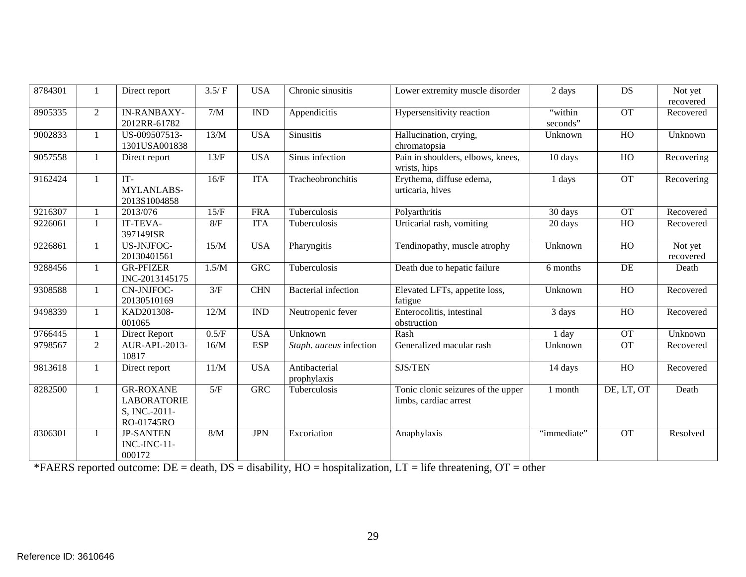| 8784301 | 1 | Direct report | 3.5/ F | USA | Chronic sinusitis | Lower extremity muscle disorder | 2 days | DS | Not yet recovered |
|---|---|---|---|---|---|---|---|---|---|
| 8905335 | 2 | IN-RANBAXY-2012RR-61782 | 7/M | IND | Appendicitis | Hypersensitivity reaction | "within seconds" | OT | Recovered |
| 9002833 | 1 | US-009507513-1301USA001838 | 13/M | USA | Sinusitis | Hallucination, crying, chromatopsia | Unknown | HO | Unknown |
| 9057558 | 1 | Direct report | 13/F | USA | Sinus infection | Pain in shoulders, elbows, knees, wrists, hips | 10 days | HO | Recovering |
| 9162424 | 1 | IT-MYLANLABS-2013S1004858 | 16/F | ITA | Tracheobronchitis | Erythema, diffuse edema, urticaria, hives | 1 days | OT | Recovering |
| 9216307 | 1 | 2013/076 | 15/F | FRA | Tuberculosis | Polyarthritis | 30 days | OT | Recovered |
| 9226061 | 1 | IT-TEVA-397149ISR | 8/F | ITA | Tuberculosis | Urticarial rash, vomiting | 20 days | HO | Recovered |
| 9226861 | 1 | US-JNJFOC-20130401561 | 15/M | USA | Pharyngitis | Tendinopathy, muscle atrophy | Unknown | HO | Not yet recovered |
| 9288456 | 1 | GR-PFIZER INC-2013145175 | 1.5/M | GRC | Tuberculosis | Death due to hepatic failure | 6 months | DE | Death |
| 9308588 | 1 | CN-JNJFOC-20130510169 | 3/F | CHN | Bacterial infection | Elevated LFTs, appetite loss, fatigue | Unknown | HO | Recovered |
| 9498339 | 1 | KAD201308-001065 | 12/M | IND | Neutropenic fever | Enterocolitis, intestinal obstruction | 3 days | HO | Recovered |
| 9766445 | 1 | Direct Report | 0.5/F | USA | Unknown | Rash | 1 day | OT | Unknown |
| 9798567 | 2 | AUR-APL-2013-10817 | 16/M | ESP | *Staph. aureus* infection | Generalized macular rash | Unknown | OT | Recovered |
| 9813618 | 1 | Direct report | 11/M | USA | Antibacterial prophylaxis | SJS/TEN | 14 days | HO | Recovered |
| 8282500 | 1 | GR-ROXANE LABORATORIES, INC.-2011-RO-01745RO | 5/F | GRC | Tuberculosis | Tonic clonic seizures of the upper limbs, cardiac arrest | 1 month | DE, LT, OT | Death |
| 8306301 | 1 | JP-SANTEN INC.-INC-11-000172 | 8/M | JPN | Excoriation | Anaphylaxis | "immediate" | OT | Resolved |

*FAERS reported outcome: DE = death, DS = disability, HO = hospitalization, LT = life threatening, OT = other

Reference ID: 3610646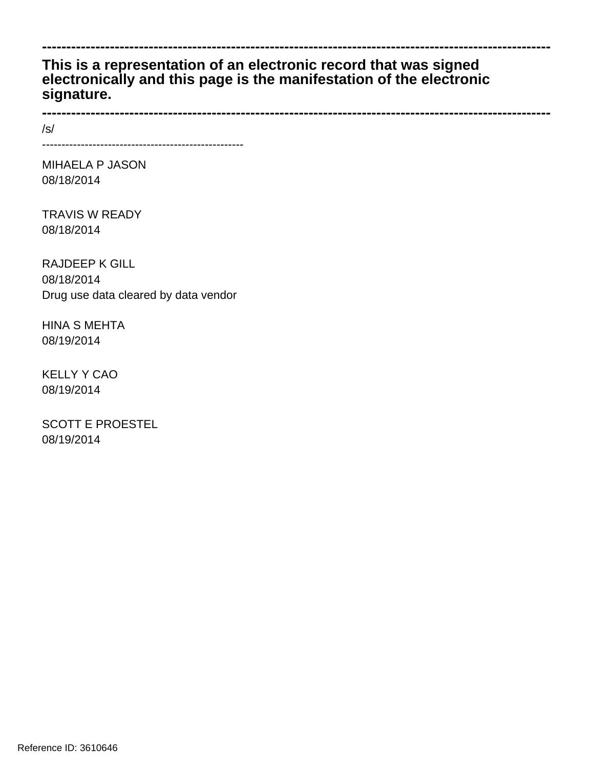---

**This is a representation of an electronic record that was signed electronically and this page is the manifestation of the electronic signature.**

---

/s/

---

MIHAELA P JASON
08/18/2014

TRAVIS W READY
08/18/2014

RAJDEEP K GILL
08/18/2014
Drug use data cleared by data vendor

HINA S MEHTA
08/19/2014

KELLY Y CAO
08/19/2014

SCOTT E PROESTEL
08/19/2014

Reference ID: 3610646